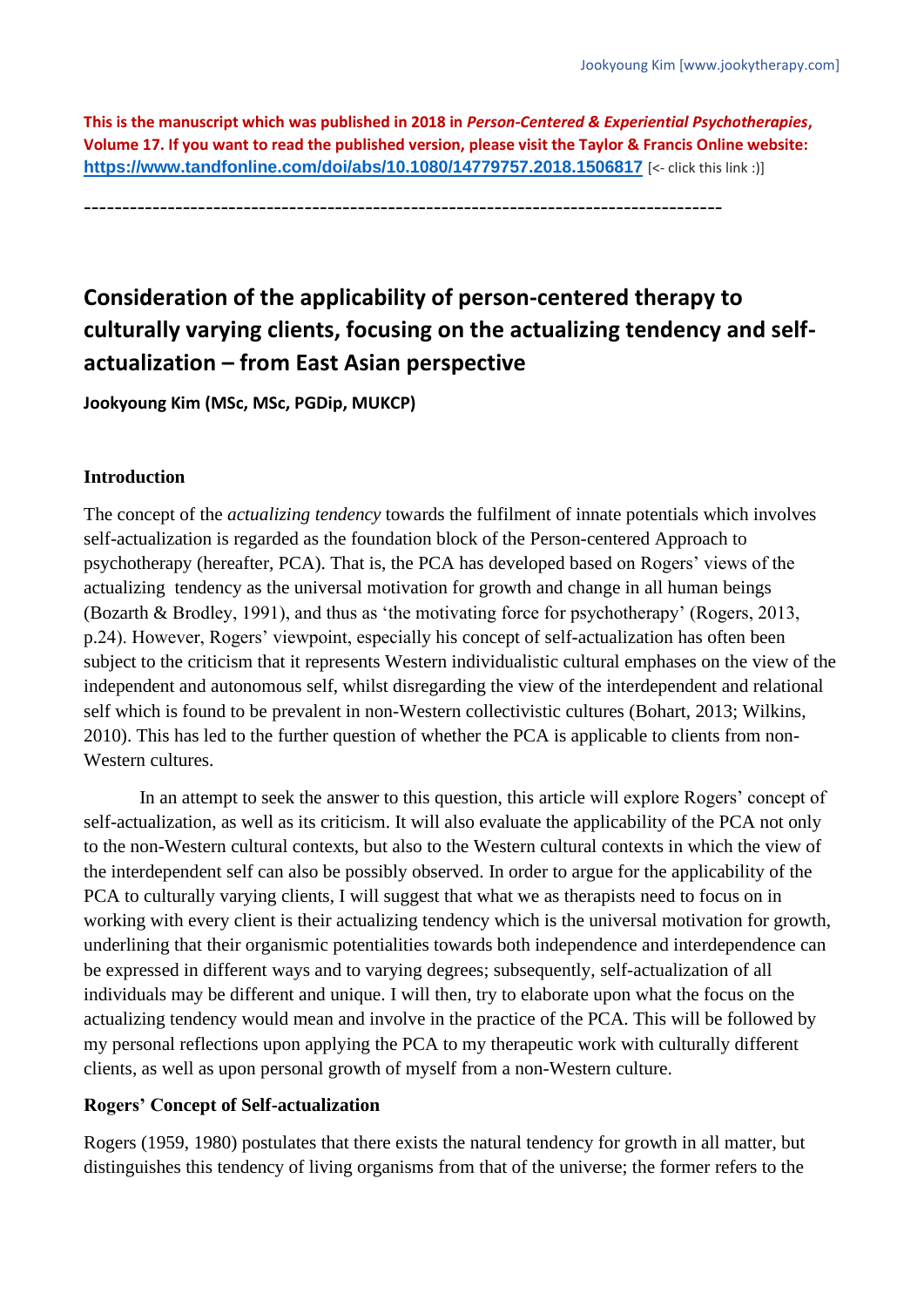**This is the manuscript which was published in 2018 in *Person-Centered & Experiential Psychotherapies*, Volume 17. If you want to read the published version, please visit the Taylor & Francis Online website: [https://www.tandfonline.com/doi/abs/10.1080/14779757.2018.1506817](https://www.tandfonline.com/doi/abs/10.1080/14779757.2018.1506817)** [<- click this link :)]

-----------------------------------------------------------------------------------

# Consideration of the applicability of person-centered therapy to culturally varying clients, focusing on the actualizing tendency and self-actualization – from East Asian perspective

**Jookyoung Kim (MSc, MSc, PGDip, MUKCP)**

## Introduction

The concept of the *actualizing tendency* towards the fulfilment of innate potentials which involves self-actualization is regarded as the foundation block of the Person-centered Approach to psychotherapy (hereafter, PCA). That is, the PCA has developed based on Rogers' views of the actualizing tendency as the universal motivation for growth and change in all human beings (Bozarth & Brodley, 1991), and thus as 'the motivating force for psychotherapy' (Rogers, 2013, p.24). However, Rogers' viewpoint, especially his concept of self-actualization has often been subject to the criticism that it represents Western individualistic cultural emphases on the view of the independent and autonomous self, whilst disregarding the view of the interdependent and relational self which is found to be prevalent in non-Western collectivistic cultures (Bohart, 2013; Wilkins, 2010). This has led to the further question of whether the PCA is applicable to clients from non-Western cultures.

In an attempt to seek the answer to this question, this article will explore Rogers' concept of self-actualization, as well as its criticism. It will also evaluate the applicability of the PCA not only to the non-Western cultural contexts, but also to the Western cultural contexts in which the view of the interdependent self can also be possibly observed. In order to argue for the applicability of the PCA to culturally varying clients, I will suggest that what we as therapists need to focus on in working with every client is their actualizing tendency which is the universal motivation for growth, underlining that their organismic potentialities towards both independence and interdependence can be expressed in different ways and to varying degrees; subsequently, self-actualization of all individuals may be different and unique. I will then, try to elaborate upon what the focus on the actualizing tendency would mean and involve in the practice of the PCA. This will be followed by my personal reflections upon applying the PCA to my therapeutic work with culturally different clients, as well as upon personal growth of myself from a non-Western culture.

## Rogers' Concept of Self-actualization

Rogers (1959, 1980) postulates that there exists the natural tendency for growth in all matter, but distinguishes this tendency of living organisms from that of the universe; the former refers to the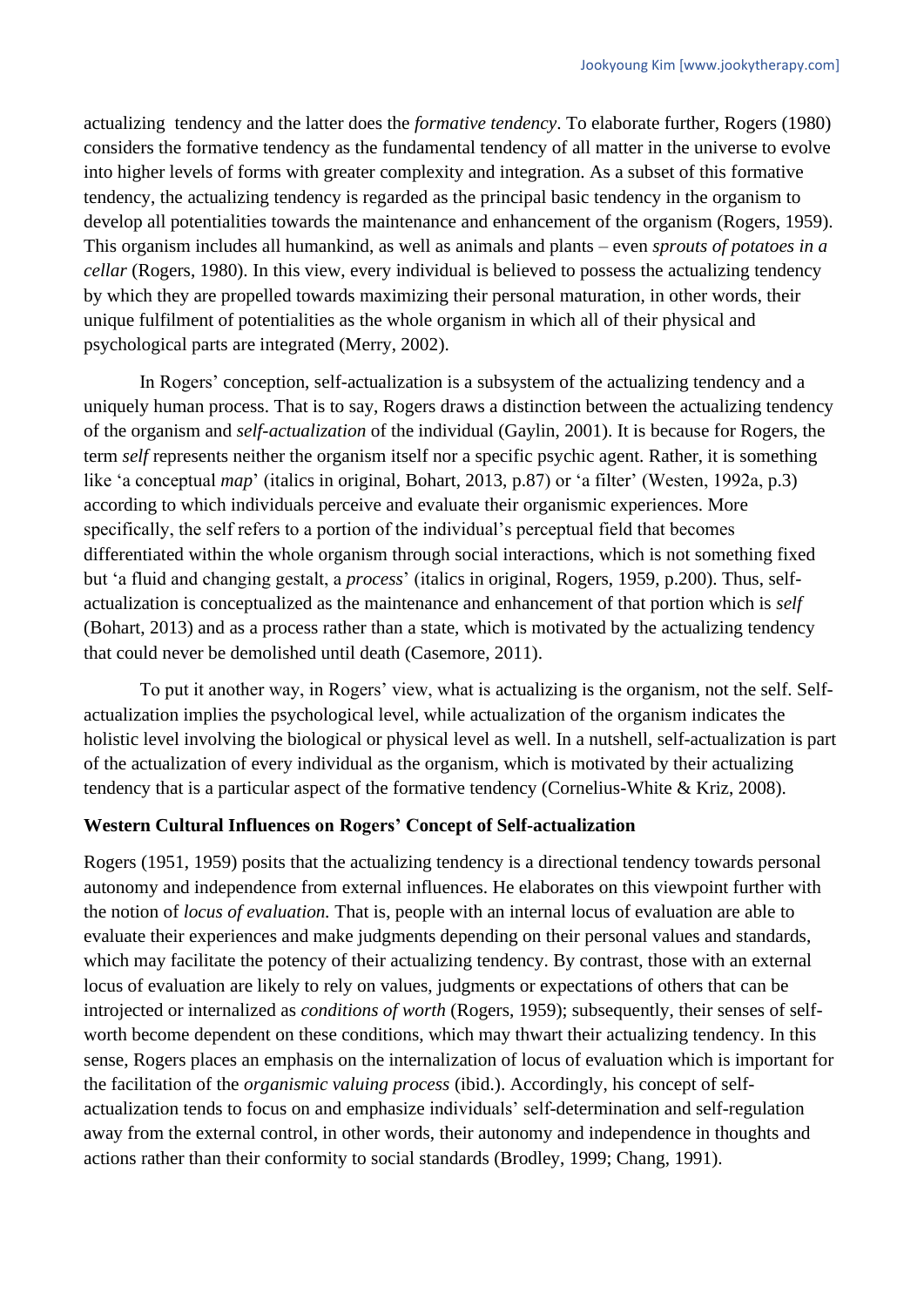actualizing tendency and the latter does the *formative tendency*. To elaborate further, Rogers (1980) considers the formative tendency as the fundamental tendency of all matter in the universe to evolve into higher levels of forms with greater complexity and integration. As a subset of this formative tendency, the actualizing tendency is regarded as the principal basic tendency in the organism to develop all potentialities towards the maintenance and enhancement of the organism (Rogers, 1959). This organism includes all humankind, as well as animals and plants – even *sprouts of potatoes in a cellar* (Rogers, 1980). In this view, every individual is believed to possess the actualizing tendency by which they are propelled towards maximizing their personal maturation, in other words, their unique fulfilment of potentialities as the whole organism in which all of their physical and psychological parts are integrated (Merry, 2002).

In Rogers' conception, self-actualization is a subsystem of the actualizing tendency and a uniquely human process. That is to say, Rogers draws a distinction between the actualizing tendency of the organism and *self-actualization* of the individual (Gaylin, 2001). It is because for Rogers, the term *self* represents neither the organism itself nor a specific psychic agent. Rather, it is something like 'a conceptual *map*' (italics in original, Bohart, 2013, p.87) or 'a filter' (Westen, 1992a, p.3) according to which individuals perceive and evaluate their organismic experiences. More specifically, the self refers to a portion of the individual's perceptual field that becomes differentiated within the whole organism through social interactions, which is not something fixed but 'a fluid and changing gestalt, a *process*' (italics in original, Rogers, 1959, p.200). Thus, self-actualization is conceptualized as the maintenance and enhancement of that portion which is *self* (Bohart, 2013) and as a process rather than a state, which is motivated by the actualizing tendency that could never be demolished until death (Casemore, 2011).

To put it another way, in Rogers' view, what is actualizing is the organism, not the self. Self-actualization implies the psychological level, while actualization of the organism indicates the holistic level involving the biological or physical level as well. In a nutshell, self-actualization is part of the actualization of every individual as the organism, which is motivated by their actualizing tendency that is a particular aspect of the formative tendency (Cornelius-White & Kriz, 2008).

**Western Cultural Influences on Rogers' Concept of Self-actualization**

Rogers (1951, 1959) posits that the actualizing tendency is a directional tendency towards personal autonomy and independence from external influences. He elaborates on this viewpoint further with the notion of *locus of evaluation.* That is, people with an internal locus of evaluation are able to evaluate their experiences and make judgments depending on their personal values and standards, which may facilitate the potency of their actualizing tendency. By contrast, those with an external locus of evaluation are likely to rely on values, judgments or expectations of others that can be introjected or internalized as *conditions of worth* (Rogers, 1959); subsequently, their senses of self-worth become dependent on these conditions, which may thwart their actualizing tendency. In this sense, Rogers places an emphasis on the internalization of locus of evaluation which is important for the facilitation of the *organismic valuing process* (ibid.). Accordingly, his concept of self-actualization tends to focus on and emphasize individuals' self-determination and self-regulation away from the external control, in other words, their autonomy and independence in thoughts and actions rather than their conformity to social standards (Brodley, 1999; Chang, 1991).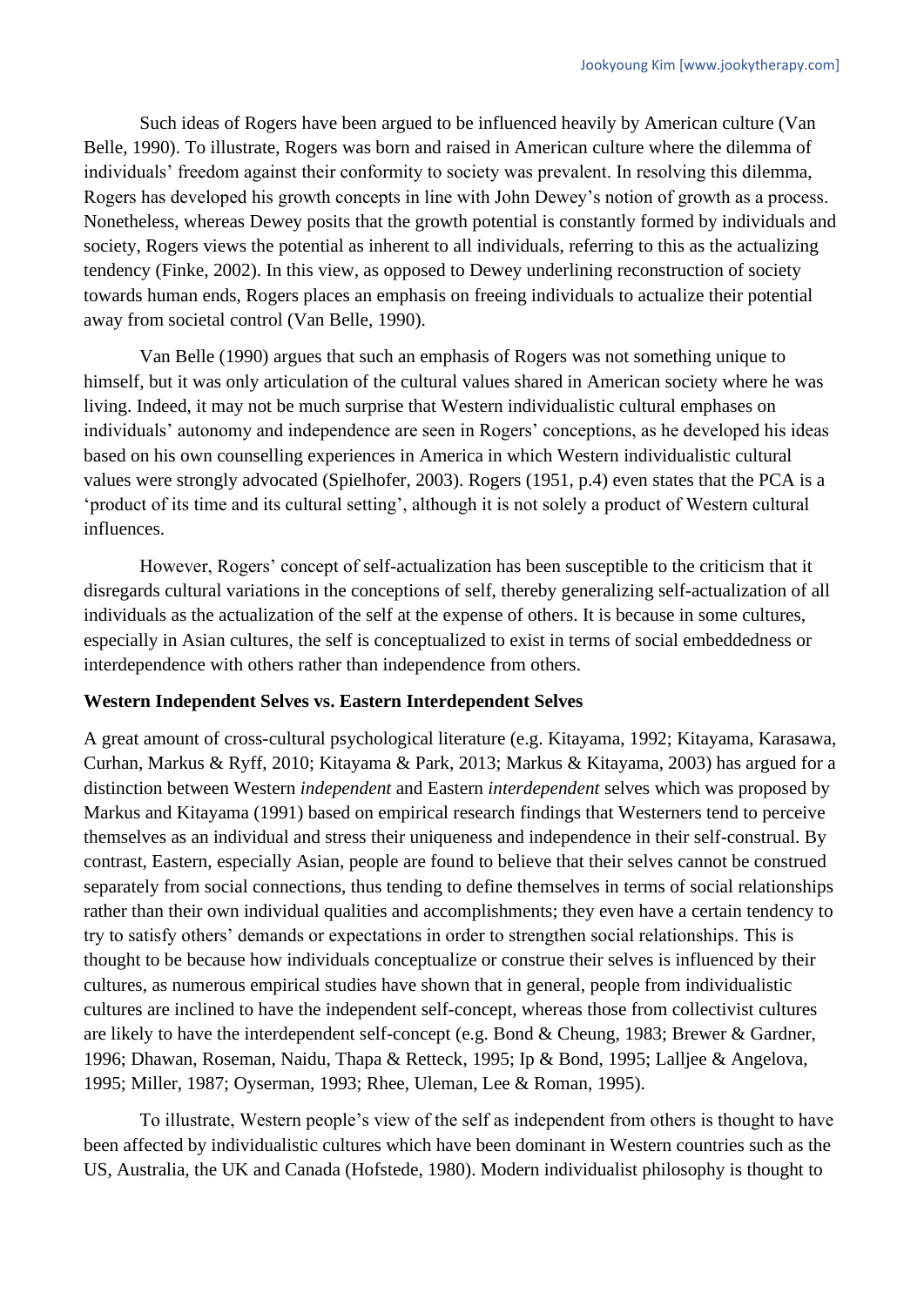Such ideas of Rogers have been argued to be influenced heavily by American culture (Van Belle, 1990). To illustrate, Rogers was born and raised in American culture where the dilemma of individuals' freedom against their conformity to society was prevalent. In resolving this dilemma, Rogers has developed his growth concepts in line with John Dewey's notion of growth as a process. Nonetheless, whereas Dewey posits that the growth potential is constantly formed by individuals and society, Rogers views the potential as inherent to all individuals, referring to this as the actualizing tendency (Finke, 2002). In this view, as opposed to Dewey underlining reconstruction of society towards human ends, Rogers places an emphasis on freeing individuals to actualize their potential away from societal control (Van Belle, 1990).

Van Belle (1990) argues that such an emphasis of Rogers was not something unique to himself, but it was only articulation of the cultural values shared in American society where he was living. Indeed, it may not be much surprise that Western individualistic cultural emphases on individuals' autonomy and independence are seen in Rogers' conceptions, as he developed his ideas based on his own counselling experiences in America in which Western individualistic cultural values were strongly advocated (Spielhofer, 2003). Rogers (1951, p.4) even states that the PCA is a 'product of its time and its cultural setting', although it is not solely a product of Western cultural influences.

However, Rogers' concept of self-actualization has been susceptible to the criticism that it disregards cultural variations in the conceptions of self, thereby generalizing self-actualization of all individuals as the actualization of the self at the expense of others. It is because in some cultures, especially in Asian cultures, the self is conceptualized to exist in terms of social embeddedness or interdependence with others rather than independence from others.

**Western Independent Selves vs. Eastern Interdependent Selves**

A great amount of cross-cultural psychological literature (e.g. Kitayama, 1992; Kitayama, Karasawa, Curhan, Markus & Ryff, 2010; Kitayama & Park, 2013; Markus & Kitayama, 2003) has argued for a distinction between Western *independent* and Eastern *interdependent* selves which was proposed by Markus and Kitayama (1991) based on empirical research findings that Westerners tend to perceive themselves as an individual and stress their uniqueness and independence in their self-construal. By contrast, Eastern, especially Asian, people are found to believe that their selves cannot be construed separately from social connections, thus tending to define themselves in terms of social relationships rather than their own individual qualities and accomplishments; they even have a certain tendency to try to satisfy others' demands or expectations in order to strengthen social relationships. This is thought to be because how individuals conceptualize or construe their selves is influenced by their cultures, as numerous empirical studies have shown that in general, people from individualistic cultures are inclined to have the independent self-concept, whereas those from collectivist cultures are likely to have the interdependent self-concept (e.g. Bond & Cheung, 1983; Brewer & Gardner, 1996; Dhawan, Roseman, Naidu, Thapa & Retteck, 1995; Ip & Bond, 1995; Lalljee & Angelova, 1995; Miller, 1987; Oyserman, 1993; Rhee, Uleman, Lee & Roman, 1995).

To illustrate, Western people's view of the self as independent from others is thought to have been affected by individualistic cultures which have been dominant in Western countries such as the US, Australia, the UK and Canada (Hofstede, 1980). Modern individualist philosophy is thought to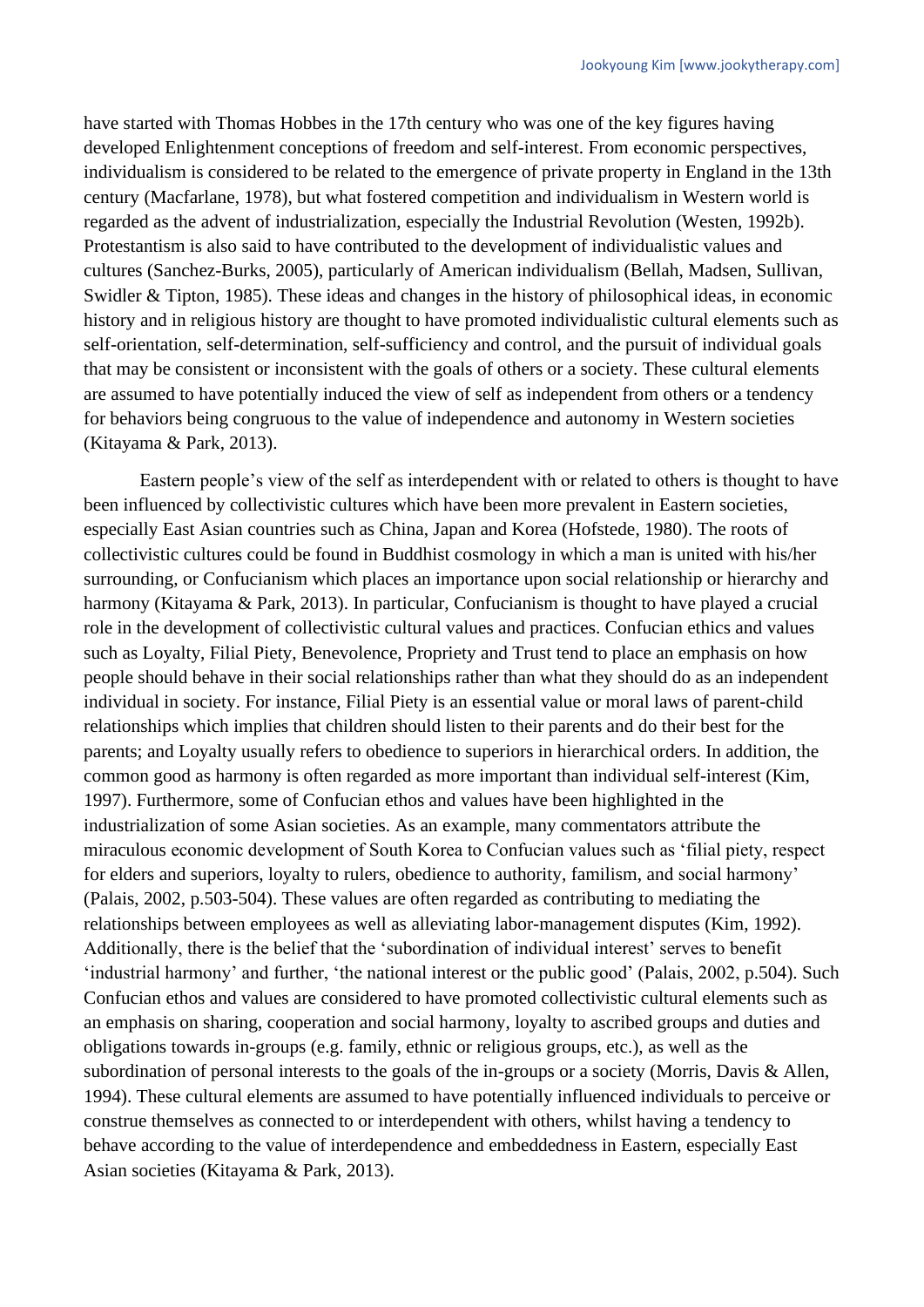have started with Thomas Hobbes in the 17th century who was one of the key figures having developed Enlightenment conceptions of freedom and self-interest. From economic perspectives, individualism is considered to be related to the emergence of private property in England in the 13th century (Macfarlane, 1978), but what fostered competition and individualism in Western world is regarded as the advent of industrialization, especially the Industrial Revolution (Westen, 1992b). Protestantism is also said to have contributed to the development of individualistic values and cultures (Sanchez-Burks, 2005), particularly of American individualism (Bellah, Madsen, Sullivan, Swidler & Tipton, 1985). These ideas and changes in the history of philosophical ideas, in economic history and in religious history are thought to have promoted individualistic cultural elements such as self-orientation, self-determination, self-sufficiency and control, and the pursuit of individual goals that may be consistent or inconsistent with the goals of others or a society. These cultural elements are assumed to have potentially induced the view of self as independent from others or a tendency for behaviors being congruous to the value of independence and autonomy in Western societies (Kitayama & Park, 2013).

Eastern people's view of the self as interdependent with or related to others is thought to have been influenced by collectivistic cultures which have been more prevalent in Eastern societies, especially East Asian countries such as China, Japan and Korea (Hofstede, 1980). The roots of collectivistic cultures could be found in Buddhist cosmology in which a man is united with his/her surrounding, or Confucianism which places an importance upon social relationship or hierarchy and harmony (Kitayama & Park, 2013). In particular, Confucianism is thought to have played a crucial role in the development of collectivistic cultural values and practices. Confucian ethics and values such as Loyalty, Filial Piety, Benevolence, Propriety and Trust tend to place an emphasis on how people should behave in their social relationships rather than what they should do as an independent individual in society. For instance, Filial Piety is an essential value or moral laws of parent-child relationships which implies that children should listen to their parents and do their best for the parents; and Loyalty usually refers to obedience to superiors in hierarchical orders. In addition, the common good as harmony is often regarded as more important than individual self-interest (Kim, 1997). Furthermore, some of Confucian ethos and values have been highlighted in the industrialization of some Asian societies. As an example, many commentators attribute the miraculous economic development of South Korea to Confucian values such as 'filial piety, respect for elders and superiors, loyalty to rulers, obedience to authority, familism, and social harmony' (Palais, 2002, p.503-504). These values are often regarded as contributing to mediating the relationships between employees as well as alleviating labor-management disputes (Kim, 1992). Additionally, there is the belief that the 'subordination of individual interest' serves to benefit 'industrial harmony' and further, 'the national interest or the public good' (Palais, 2002, p.504). Such Confucian ethos and values are considered to have promoted collectivistic cultural elements such as an emphasis on sharing, cooperation and social harmony, loyalty to ascribed groups and duties and obligations towards in-groups (e.g. family, ethnic or religious groups, etc.), as well as the subordination of personal interests to the goals of the in-groups or a society (Morris, Davis & Allen, 1994). These cultural elements are assumed to have potentially influenced individuals to perceive or construe themselves as connected to or interdependent with others, whilst having a tendency to behave according to the value of interdependence and embeddedness in Eastern, especially East Asian societies (Kitayama & Park, 2013).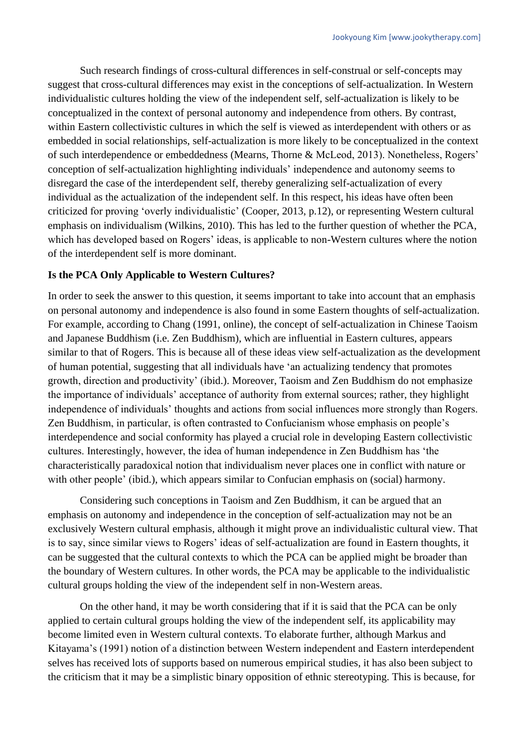Such research findings of cross-cultural differences in self-construal or self-concepts may suggest that cross-cultural differences may exist in the conceptions of self-actualization. In Western individualistic cultures holding the view of the independent self, self-actualization is likely to be conceptualized in the context of personal autonomy and independence from others. By contrast, within Eastern collectivistic cultures in which the self is viewed as interdependent with others or as embedded in social relationships, self-actualization is more likely to be conceptualized in the context of such interdependence or embeddedness (Mearns, Thorne & McLeod, 2013). Nonetheless, Rogers' conception of self-actualization highlighting individuals' independence and autonomy seems to disregard the case of the interdependent self, thereby generalizing self-actualization of every individual as the actualization of the independent self. In this respect, his ideas have often been criticized for proving 'overly individualistic' (Cooper, 2013, p.12), or representing Western cultural emphasis on individualism (Wilkins, 2010). This has led to the further question of whether the PCA, which has developed based on Rogers' ideas, is applicable to non-Western cultures where the notion of the interdependent self is more dominant.

**Is the PCA Only Applicable to Western Cultures?**

In order to seek the answer to this question, it seems important to take into account that an emphasis on personal autonomy and independence is also found in some Eastern thoughts of self-actualization. For example, according to Chang (1991, online), the concept of self-actualization in Chinese Taoism and Japanese Buddhism (i.e. Zen Buddhism), which are influential in Eastern cultures, appears similar to that of Rogers. This is because all of these ideas view self-actualization as the development of human potential, suggesting that all individuals have 'an actualizing tendency that promotes growth, direction and productivity' (ibid.). Moreover, Taoism and Zen Buddhism do not emphasize the importance of individuals' acceptance of authority from external sources; rather, they highlight independence of individuals' thoughts and actions from social influences more strongly than Rogers. Zen Buddhism, in particular, is often contrasted to Confucianism whose emphasis on people's interdependence and social conformity has played a crucial role in developing Eastern collectivistic cultures. Interestingly, however, the idea of human independence in Zen Buddhism has 'the characteristically paradoxical notion that individualism never places one in conflict with nature or with other people' (ibid.), which appears similar to Confucian emphasis on (social) harmony.

Considering such conceptions in Taoism and Zen Buddhism, it can be argued that an emphasis on autonomy and independence in the conception of self-actualization may not be an exclusively Western cultural emphasis, although it might prove an individualistic cultural view. That is to say, since similar views to Rogers' ideas of self-actualization are found in Eastern thoughts, it can be suggested that the cultural contexts to which the PCA can be applied might be broader than the boundary of Western cultures. In other words, the PCA may be applicable to the individualistic cultural groups holding the view of the independent self in non-Western areas.

On the other hand, it may be worth considering that if it is said that the PCA can be only applied to certain cultural groups holding the view of the independent self, its applicability may become limited even in Western cultural contexts. To elaborate further, although Markus and Kitayama's (1991) notion of a distinction between Western independent and Eastern interdependent selves has received lots of supports based on numerous empirical studies, it has also been subject to the criticism that it may be a simplistic binary opposition of ethnic stereotyping. This is because, for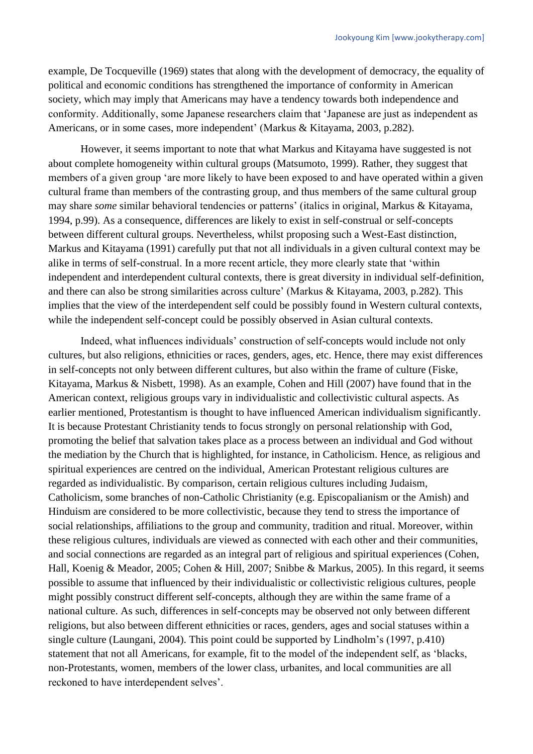example, De Tocqueville (1969) states that along with the development of democracy, the equality of political and economic conditions has strengthened the importance of conformity in American society, which may imply that Americans may have a tendency towards both independence and conformity. Additionally, some Japanese researchers claim that 'Japanese are just as independent as Americans, or in some cases, more independent' (Markus & Kitayama, 2003, p.282).

However, it seems important to note that what Markus and Kitayama have suggested is not about complete homogeneity within cultural groups (Matsumoto, 1999). Rather, they suggest that members of a given group 'are more likely to have been exposed to and have operated within a given cultural frame than members of the contrasting group, and thus members of the same cultural group may share *some* similar behavioral tendencies or patterns' (italics in original, Markus & Kitayama, 1994, p.99). As a consequence, differences are likely to exist in self-construal or self-concepts between different cultural groups. Nevertheless, whilst proposing such a West-East distinction, Markus and Kitayama (1991) carefully put that not all individuals in a given cultural context may be alike in terms of self-construal. In a more recent article, they more clearly state that 'within independent and interdependent cultural contexts, there is great diversity in individual self-definition, and there can also be strong similarities across culture' (Markus & Kitayama, 2003, p.282). This implies that the view of the interdependent self could be possibly found in Western cultural contexts, while the independent self-concept could be possibly observed in Asian cultural contexts.

Indeed, what influences individuals' construction of self-concepts would include not only cultures, but also religions, ethnicities or races, genders, ages, etc. Hence, there may exist differences in self-concepts not only between different cultures, but also within the frame of culture (Fiske, Kitayama, Markus & Nisbett, 1998). As an example, Cohen and Hill (2007) have found that in the American context, religious groups vary in individualistic and collectivistic cultural aspects. As earlier mentioned, Protestantism is thought to have influenced American individualism significantly. It is because Protestant Christianity tends to focus strongly on personal relationship with God, promoting the belief that salvation takes place as a process between an individual and God without the mediation by the Church that is highlighted, for instance, in Catholicism. Hence, as religious and spiritual experiences are centred on the individual, American Protestant religious cultures are regarded as individualistic. By comparison, certain religious cultures including Judaism, Catholicism, some branches of non-Catholic Christianity (e.g. Episcopalianism or the Amish) and Hinduism are considered to be more collectivistic, because they tend to stress the importance of social relationships, affiliations to the group and community, tradition and ritual. Moreover, within these religious cultures, individuals are viewed as connected with each other and their communities, and social connections are regarded as an integral part of religious and spiritual experiences (Cohen, Hall, Koenig & Meador, 2005; Cohen & Hill, 2007; Snibbe & Markus, 2005). In this regard, it seems possible to assume that influenced by their individualistic or collectivistic religious cultures, people might possibly construct different self-concepts, although they are within the same frame of a national culture. As such, differences in self-concepts may be observed not only between different religions, but also between different ethnicities or races, genders, ages and social statuses within a single culture (Laungani, 2004). This point could be supported by Lindholm's (1997, p.410) statement that not all Americans, for example, fit to the model of the independent self, as 'blacks, non-Protestants, women, members of the lower class, urbanites, and local communities are all reckoned to have interdependent selves'.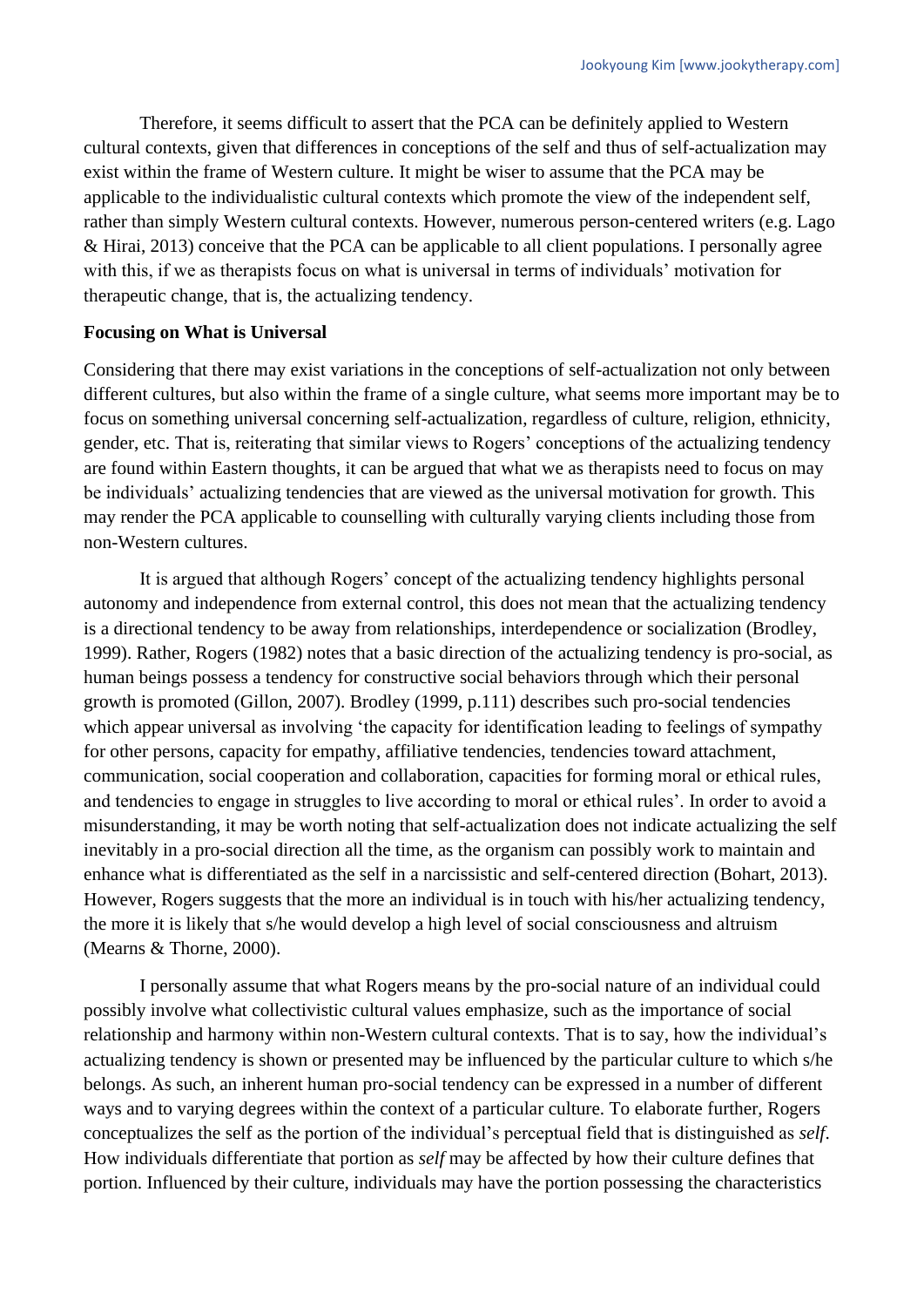Therefore, it seems difficult to assert that the PCA can be definitely applied to Western cultural contexts, given that differences in conceptions of the self and thus of self-actualization may exist within the frame of Western culture. It might be wiser to assume that the PCA may be applicable to the individualistic cultural contexts which promote the view of the independent self, rather than simply Western cultural contexts. However, numerous person-centered writers (e.g. Lago & Hirai, 2013) conceive that the PCA can be applicable to all client populations. I personally agree with this, if we as therapists focus on what is universal in terms of individuals' motivation for therapeutic change, that is, the actualizing tendency.

**Focusing on What is Universal**

Considering that there may exist variations in the conceptions of self-actualization not only between different cultures, but also within the frame of a single culture, what seems more important may be to focus on something universal concerning self-actualization, regardless of culture, religion, ethnicity, gender, etc. That is, reiterating that similar views to Rogers' conceptions of the actualizing tendency are found within Eastern thoughts, it can be argued that what we as therapists need to focus on may be individuals' actualizing tendencies that are viewed as the universal motivation for growth. This may render the PCA applicable to counselling with culturally varying clients including those from non-Western cultures.

It is argued that although Rogers' concept of the actualizing tendency highlights personal autonomy and independence from external control, this does not mean that the actualizing tendency is a directional tendency to be away from relationships, interdependence or socialization (Brodley, 1999). Rather, Rogers (1982) notes that a basic direction of the actualizing tendency is pro-social, as human beings possess a tendency for constructive social behaviors through which their personal growth is promoted (Gillon, 2007). Brodley (1999, p.111) describes such pro-social tendencies which appear universal as involving 'the capacity for identification leading to feelings of sympathy for other persons, capacity for empathy, affiliative tendencies, tendencies toward attachment, communication, social cooperation and collaboration, capacities for forming moral or ethical rules, and tendencies to engage in struggles to live according to moral or ethical rules'. In order to avoid a misunderstanding, it may be worth noting that self-actualization does not indicate actualizing the self inevitably in a pro-social direction all the time, as the organism can possibly work to maintain and enhance what is differentiated as the self in a narcissistic and self-centered direction (Bohart, 2013). However, Rogers suggests that the more an individual is in touch with his/her actualizing tendency, the more it is likely that s/he would develop a high level of social consciousness and altruism (Mearns & Thorne, 2000).

I personally assume that what Rogers means by the pro-social nature of an individual could possibly involve what collectivistic cultural values emphasize, such as the importance of social relationship and harmony within non-Western cultural contexts. That is to say, how the individual's actualizing tendency is shown or presented may be influenced by the particular culture to which s/he belongs. As such, an inherent human pro-social tendency can be expressed in a number of different ways and to varying degrees within the context of a particular culture. To elaborate further, Rogers conceptualizes the self as the portion of the individual's perceptual field that is distinguished as *self*. How individuals differentiate that portion as *self* may be affected by how their culture defines that portion. Influenced by their culture, individuals may have the portion possessing the characteristics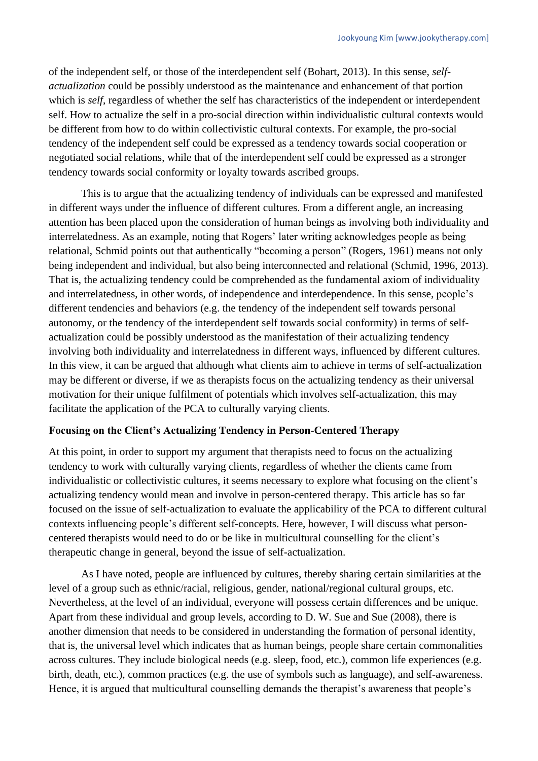of the independent self, or those of the interdependent self (Bohart, 2013). In this sense, *self-actualization* could be possibly understood as the maintenance and enhancement of that portion which is *self*, regardless of whether the self has characteristics of the independent or interdependent self. How to actualize the self in a pro-social direction within individualistic cultural contexts would be different from how to do within collectivistic cultural contexts. For example, the pro-social tendency of the independent self could be expressed as a tendency towards social cooperation or negotiated social relations, while that of the interdependent self could be expressed as a stronger tendency towards social conformity or loyalty towards ascribed groups.

This is to argue that the actualizing tendency of individuals can be expressed and manifested in different ways under the influence of different cultures. From a different angle, an increasing attention has been placed upon the consideration of human beings as involving both individuality and interrelatedness. As an example, noting that Rogers' later writing acknowledges people as being relational, Schmid points out that authentically "becoming a person" (Rogers, 1961) means not only being independent and individual, but also being interconnected and relational (Schmid, 1996, 2013). That is, the actualizing tendency could be comprehended as the fundamental axiom of individuality and interrelatedness, in other words, of independence and interdependence. In this sense, people's different tendencies and behaviors (e.g. the tendency of the independent self towards personal autonomy, or the tendency of the interdependent self towards social conformity) in terms of self-actualization could be possibly understood as the manifestation of their actualizing tendency involving both individuality and interrelatedness in different ways, influenced by different cultures. In this view, it can be argued that although what clients aim to achieve in terms of self-actualization may be different or diverse, if we as therapists focus on the actualizing tendency as their universal motivation for their unique fulfilment of potentials which involves self-actualization, this may facilitate the application of the PCA to culturally varying clients.

**Focusing on the Client's Actualizing Tendency in Person-Centered Therapy**

At this point, in order to support my argument that therapists need to focus on the actualizing tendency to work with culturally varying clients, regardless of whether the clients came from individualistic or collectivistic cultures, it seems necessary to explore what focusing on the client's actualizing tendency would mean and involve in person-centered therapy. This article has so far focused on the issue of self-actualization to evaluate the applicability of the PCA to different cultural contexts influencing people's different self-concepts. Here, however, I will discuss what person-centered therapists would need to do or be like in multicultural counselling for the client's therapeutic change in general, beyond the issue of self-actualization.

As I have noted, people are influenced by cultures, thereby sharing certain similarities at the level of a group such as ethnic/racial, religious, gender, national/regional cultural groups, etc. Nevertheless, at the level of an individual, everyone will possess certain differences and be unique. Apart from these individual and group levels, according to D. W. Sue and Sue (2008), there is another dimension that needs to be considered in understanding the formation of personal identity, that is, the universal level which indicates that as human beings, people share certain commonalities across cultures. They include biological needs (e.g. sleep, food, etc.), common life experiences (e.g. birth, death, etc.), common practices (e.g. the use of symbols such as language), and self-awareness. Hence, it is argued that multicultural counselling demands the therapist's awareness that people's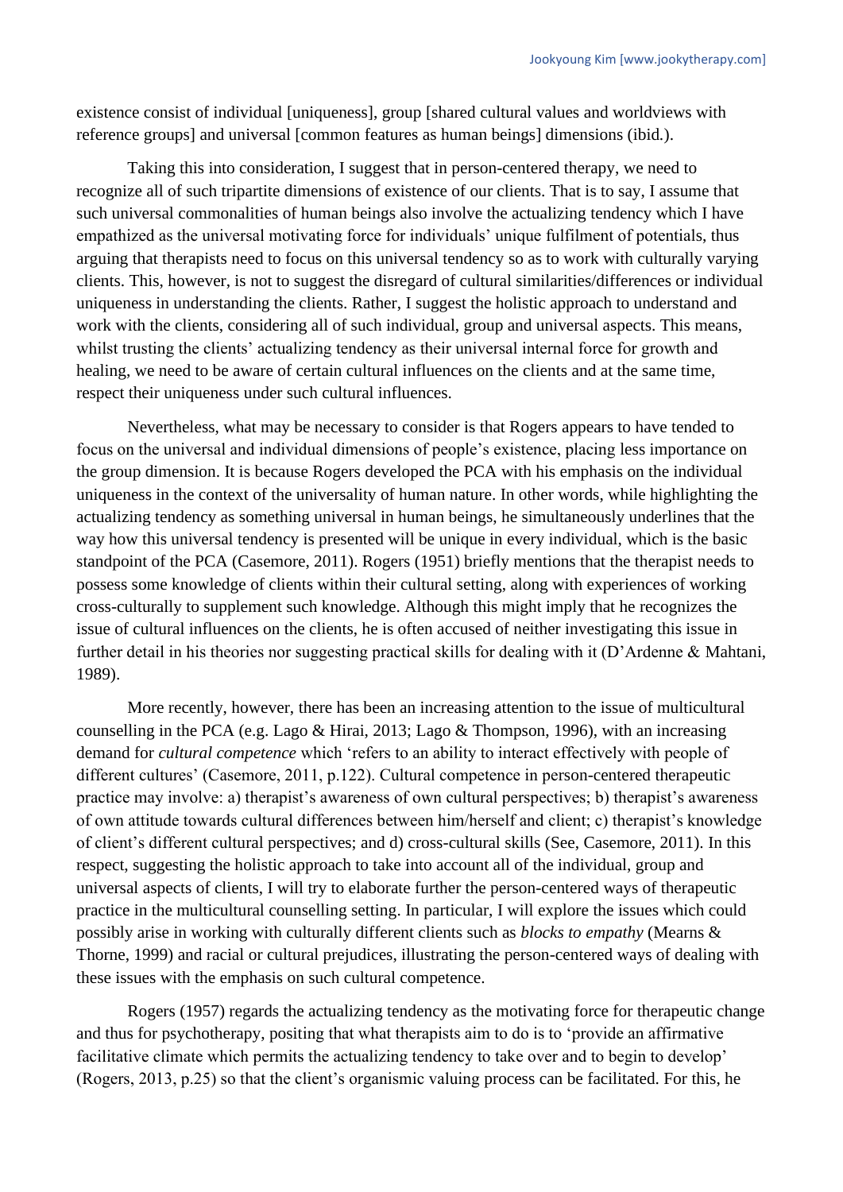existence consist of individual [uniqueness], group [shared cultural values and worldviews with reference groups] and universal [common features as human beings] dimensions (ibid.).

Taking this into consideration, I suggest that in person-centered therapy, we need to recognize all of such tripartite dimensions of existence of our clients. That is to say, I assume that such universal commonalities of human beings also involve the actualizing tendency which I have empathized as the universal motivating force for individuals' unique fulfilment of potentials, thus arguing that therapists need to focus on this universal tendency so as to work with culturally varying clients. This, however, is not to suggest the disregard of cultural similarities/differences or individual uniqueness in understanding the clients. Rather, I suggest the holistic approach to understand and work with the clients, considering all of such individual, group and universal aspects. This means, whilst trusting the clients' actualizing tendency as their universal internal force for growth and healing, we need to be aware of certain cultural influences on the clients and at the same time, respect their uniqueness under such cultural influences.

Nevertheless, what may be necessary to consider is that Rogers appears to have tended to focus on the universal and individual dimensions of people's existence, placing less importance on the group dimension. It is because Rogers developed the PCA with his emphasis on the individual uniqueness in the context of the universality of human nature. In other words, while highlighting the actualizing tendency as something universal in human beings, he simultaneously underlines that the way how this universal tendency is presented will be unique in every individual, which is the basic standpoint of the PCA (Casemore, 2011). Rogers (1951) briefly mentions that the therapist needs to possess some knowledge of clients within their cultural setting, along with experiences of working cross-culturally to supplement such knowledge. Although this might imply that he recognizes the issue of cultural influences on the clients, he is often accused of neither investigating this issue in further detail in his theories nor suggesting practical skills for dealing with it (D'Ardenne & Mahtani, 1989).

More recently, however, there has been an increasing attention to the issue of multicultural counselling in the PCA (e.g. Lago & Hirai, 2013; Lago & Thompson, 1996), with an increasing demand for *cultural competence* which 'refers to an ability to interact effectively with people of different cultures' (Casemore, 2011, p.122). Cultural competence in person-centered therapeutic practice may involve: a) therapist's awareness of own cultural perspectives; b) therapist's awareness of own attitude towards cultural differences between him/herself and client; c) therapist's knowledge of client's different cultural perspectives; and d) cross-cultural skills (See, Casemore, 2011). In this respect, suggesting the holistic approach to take into account all of the individual, group and universal aspects of clients, I will try to elaborate further the person-centered ways of therapeutic practice in the multicultural counselling setting. In particular, I will explore the issues which could possibly arise in working with culturally different clients such as *blocks to empathy* (Mearns & Thorne, 1999) and racial or cultural prejudices, illustrating the person-centered ways of dealing with these issues with the emphasis on such cultural competence.

Rogers (1957) regards the actualizing tendency as the motivating force for therapeutic change and thus for psychotherapy, positing that what therapists aim to do is to 'provide an affirmative facilitative climate which permits the actualizing tendency to take over and to begin to develop' (Rogers, 2013, p.25) so that the client's organismic valuing process can be facilitated. For this, he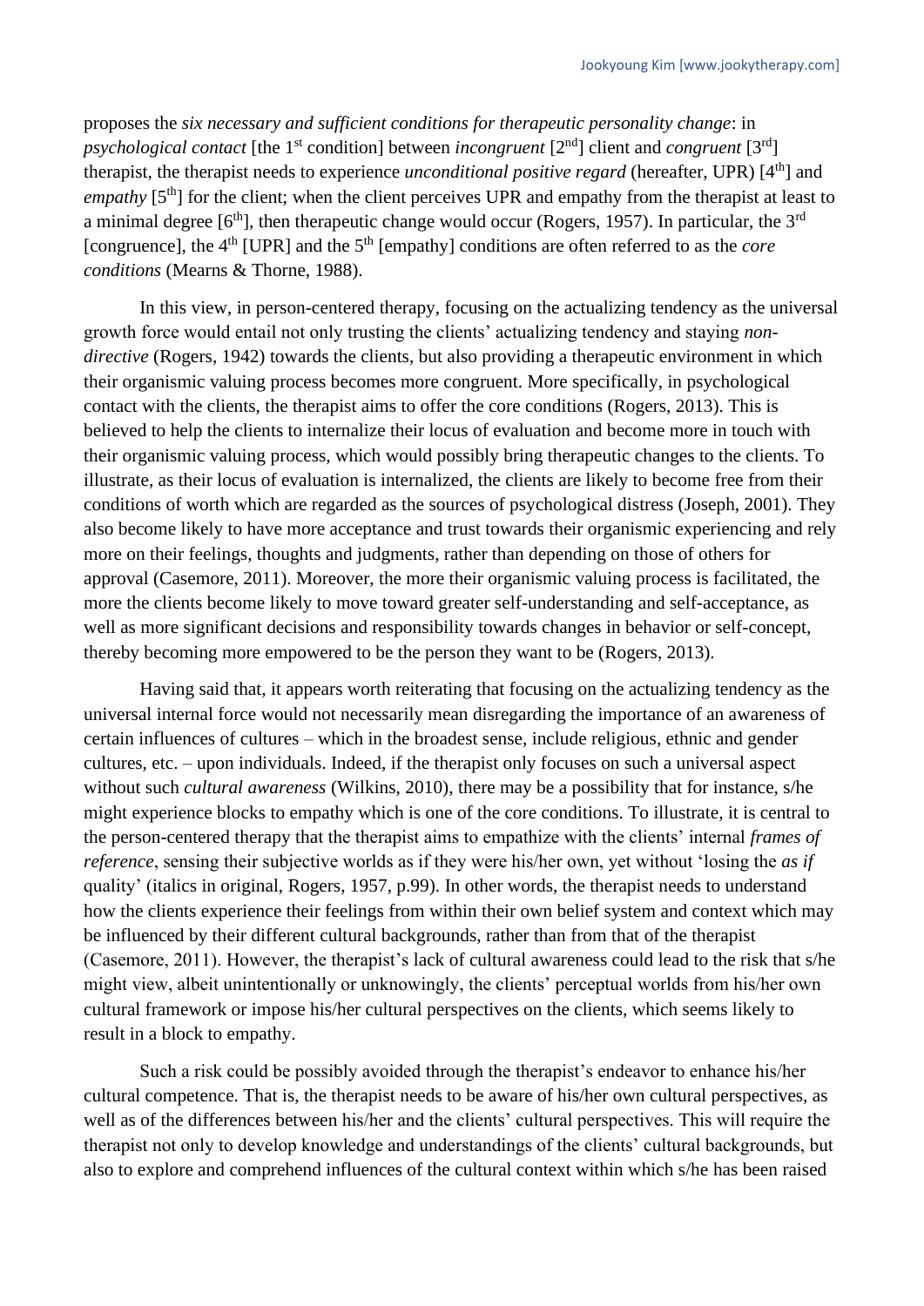proposes the *six necessary and sufficient conditions for therapeutic personality change*: in *psychological contact* [the 1st condition] between *incongruent* [2nd] client and *congruent* [3rd] therapist, the therapist needs to experience *unconditional positive regard* (hereafter, UPR) [4th] and *empathy* [5th] for the client; when the client perceives UPR and empathy from the therapist at least to a minimal degree [6th], then therapeutic change would occur (Rogers, 1957). In particular, the 3rd [congruence], the 4th [UPR] and the 5th [empathy] conditions are often referred to as the *core conditions* (Mearns & Thorne, 1988).

In this view, in person-centered therapy, focusing on the actualizing tendency as the universal growth force would entail not only trusting the clients' actualizing tendency and staying *non-directive* (Rogers, 1942) towards the clients, but also providing a therapeutic environment in which their organismic valuing process becomes more congruent. More specifically, in psychological contact with the clients, the therapist aims to offer the core conditions (Rogers, 2013). This is believed to help the clients to internalize their locus of evaluation and become more in touch with their organismic valuing process, which would possibly bring therapeutic changes to the clients. To illustrate, as their locus of evaluation is internalized, the clients are likely to become free from their conditions of worth which are regarded as the sources of psychological distress (Joseph, 2001). They also become likely to have more acceptance and trust towards their organismic experiencing and rely more on their feelings, thoughts and judgments, rather than depending on those of others for approval (Casemore, 2011). Moreover, the more their organismic valuing process is facilitated, the more the clients become likely to move toward greater self-understanding and self-acceptance, as well as more significant decisions and responsibility towards changes in behavior or self-concept, thereby becoming more empowered to be the person they want to be (Rogers, 2013).

Having said that, it appears worth reiterating that focusing on the actualizing tendency as the universal internal force would not necessarily mean disregarding the importance of an awareness of certain influences of cultures – which in the broadest sense, include religious, ethnic and gender cultures, etc. – upon individuals. Indeed, if the therapist only focuses on such a universal aspect without such *cultural awareness* (Wilkins, 2010), there may be a possibility that for instance, s/he might experience blocks to empathy which is one of the core conditions. To illustrate, it is central to the person-centered therapy that the therapist aims to empathize with the clients' internal *frames of reference*, sensing their subjective worlds as if they were his/her own, yet without 'losing the *as if* quality' (italics in original, Rogers, 1957, p.99). In other words, the therapist needs to understand how the clients experience their feelings from within their own belief system and context which may be influenced by their different cultural backgrounds, rather than from that of the therapist (Casemore, 2011). However, the therapist's lack of cultural awareness could lead to the risk that s/he might view, albeit unintentionally or unknowingly, the clients' perceptual worlds from his/her own cultural framework or impose his/her cultural perspectives on the clients, which seems likely to result in a block to empathy.

Such a risk could be possibly avoided through the therapist's endeavor to enhance his/her cultural competence. That is, the therapist needs to be aware of his/her own cultural perspectives, as well as of the differences between his/her and the clients' cultural perspectives. This will require the therapist not only to develop knowledge and understandings of the clients' cultural backgrounds, but also to explore and comprehend influences of the cultural context within which s/he has been raised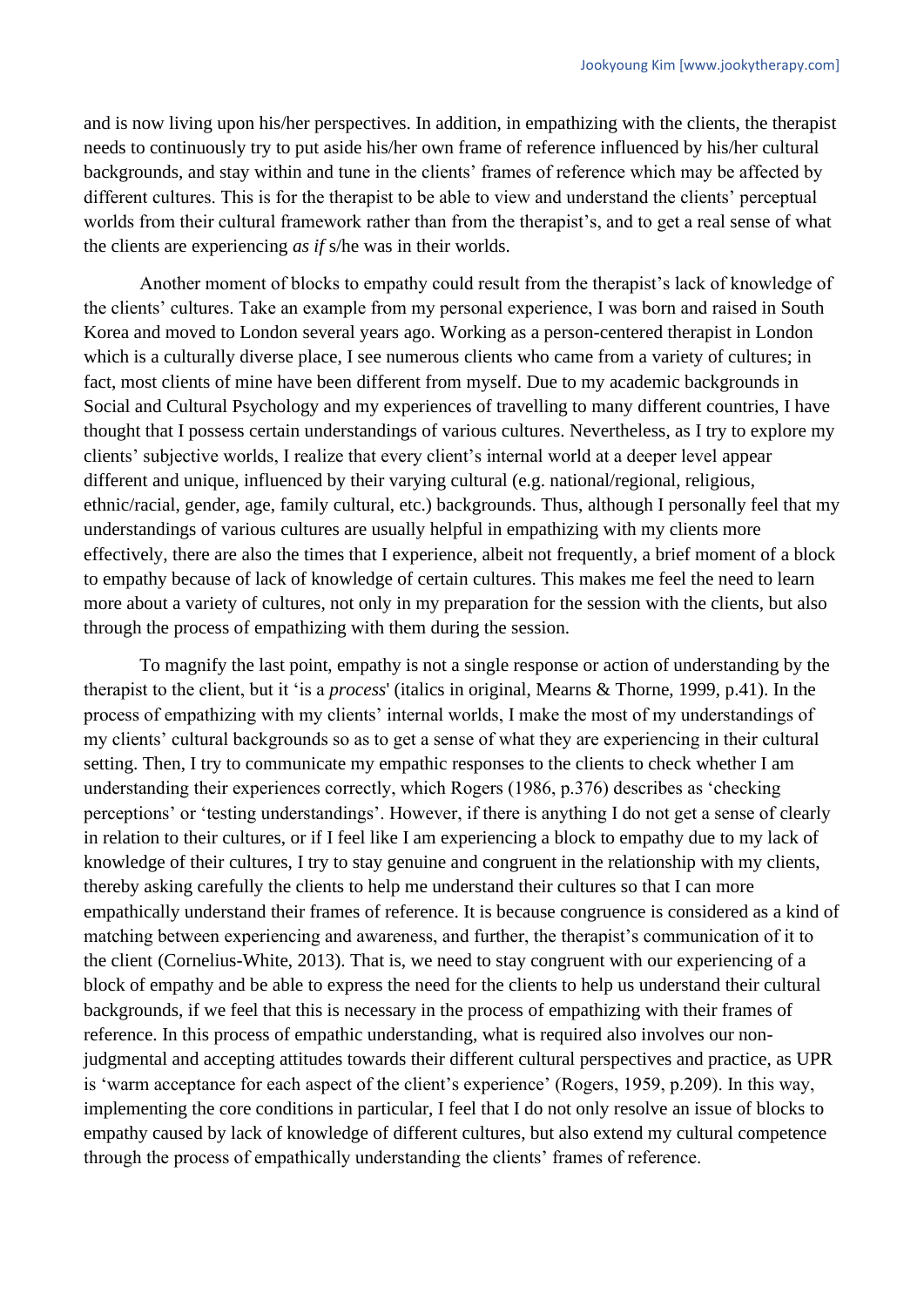and is now living upon his/her perspectives. In addition, in empathizing with the clients, the therapist needs to continuously try to put aside his/her own frame of reference influenced by his/her cultural backgrounds, and stay within and tune in the clients' frames of reference which may be affected by different cultures. This is for the therapist to be able to view and understand the clients' perceptual worlds from their cultural framework rather than from the therapist's, and to get a real sense of what the clients are experiencing *as if* s/he was in their worlds.

Another moment of blocks to empathy could result from the therapist's lack of knowledge of the clients' cultures. Take an example from my personal experience, I was born and raised in South Korea and moved to London several years ago. Working as a person-centered therapist in London which is a culturally diverse place, I see numerous clients who came from a variety of cultures; in fact, most clients of mine have been different from myself. Due to my academic backgrounds in Social and Cultural Psychology and my experiences of travelling to many different countries, I have thought that I possess certain understandings of various cultures. Nevertheless, as I try to explore my clients' subjective worlds, I realize that every client's internal world at a deeper level appear different and unique, influenced by their varying cultural (e.g. national/regional, religious, ethnic/racial, gender, age, family cultural, etc.) backgrounds. Thus, although I personally feel that my understandings of various cultures are usually helpful in empathizing with my clients more effectively, there are also the times that I experience, albeit not frequently, a brief moment of a block to empathy because of lack of knowledge of certain cultures. This makes me feel the need to learn more about a variety of cultures, not only in my preparation for the session with the clients, but also through the process of empathizing with them during the session.

To magnify the last point, empathy is not a single response or action of understanding by the therapist to the client, but it 'is a *process*' (italics in original, Mearns & Thorne, 1999, p.41). In the process of empathizing with my clients' internal worlds, I make the most of my understandings of my clients' cultural backgrounds so as to get a sense of what they are experiencing in their cultural setting. Then, I try to communicate my empathic responses to the clients to check whether I am understanding their experiences correctly, which Rogers (1986, p.376) describes as 'checking perceptions' or 'testing understandings'. However, if there is anything I do not get a sense of clearly in relation to their cultures, or if I feel like I am experiencing a block to empathy due to my lack of knowledge of their cultures, I try to stay genuine and congruent in the relationship with my clients, thereby asking carefully the clients to help me understand their cultures so that I can more empathically understand their frames of reference. It is because congruence is considered as a kind of matching between experiencing and awareness, and further, the therapist's communication of it to the client (Cornelius-White, 2013). That is, we need to stay congruent with our experiencing of a block of empathy and be able to express the need for the clients to help us understand their cultural backgrounds, if we feel that this is necessary in the process of empathizing with their frames of reference. In this process of empathic understanding, what is required also involves our non-judgmental and accepting attitudes towards their different cultural perspectives and practice, as UPR is 'warm acceptance for each aspect of the client's experience' (Rogers, 1959, p.209). In this way, implementing the core conditions in particular, I feel that I do not only resolve an issue of blocks to empathy caused by lack of knowledge of different cultures, but also extend my cultural competence through the process of empathically understanding the clients' frames of reference.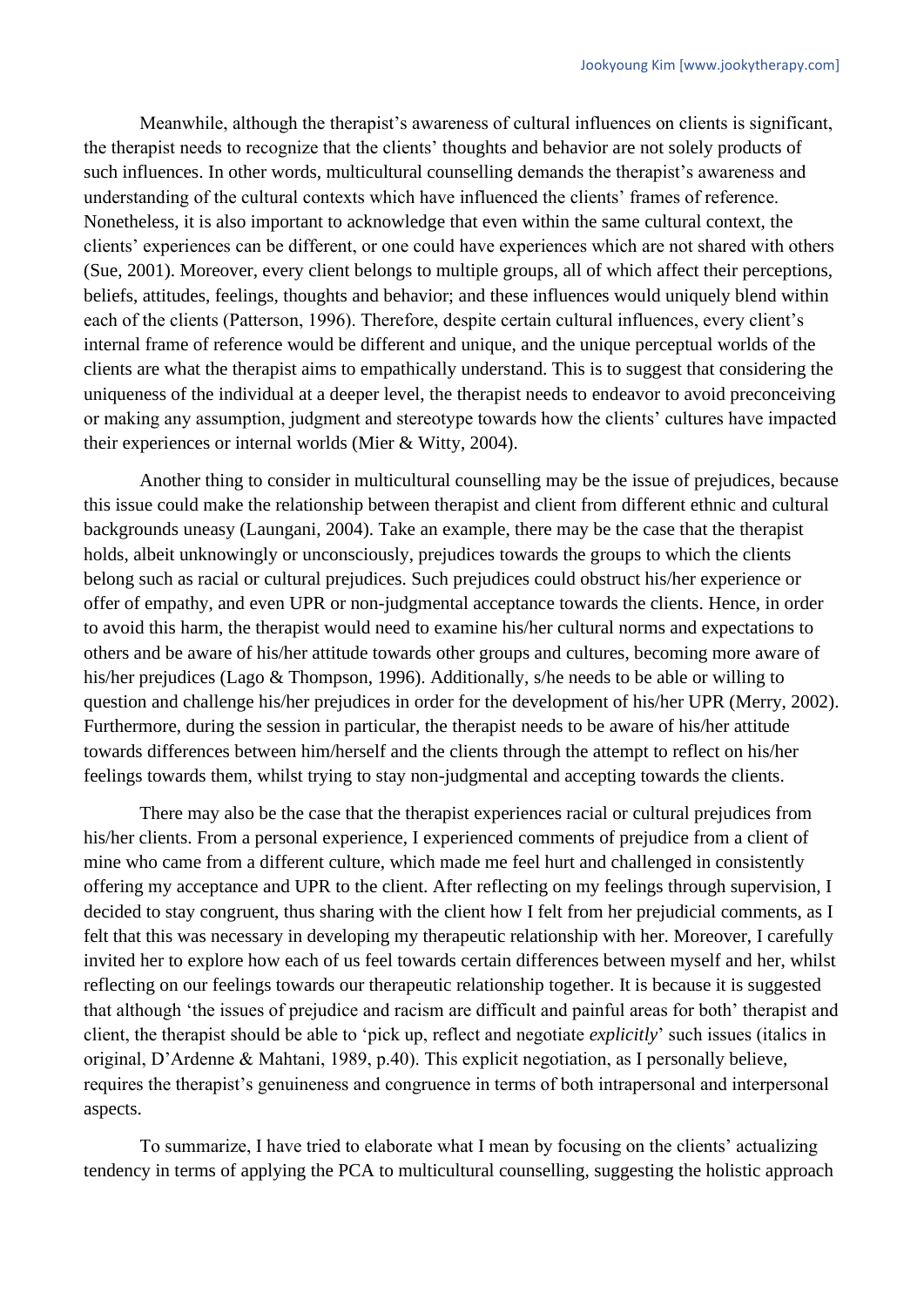Meanwhile, although the therapist's awareness of cultural influences on clients is significant, the therapist needs to recognize that the clients' thoughts and behavior are not solely products of such influences. In other words, multicultural counselling demands the therapist's awareness and understanding of the cultural contexts which have influenced the clients' frames of reference. Nonetheless, it is also important to acknowledge that even within the same cultural context, the clients' experiences can be different, or one could have experiences which are not shared with others (Sue, 2001). Moreover, every client belongs to multiple groups, all of which affect their perceptions, beliefs, attitudes, feelings, thoughts and behavior; and these influences would uniquely blend within each of the clients (Patterson, 1996). Therefore, despite certain cultural influences, every client's internal frame of reference would be different and unique, and the unique perceptual worlds of the clients are what the therapist aims to empathically understand. This is to suggest that considering the uniqueness of the individual at a deeper level, the therapist needs to endeavor to avoid preconceiving or making any assumption, judgment and stereotype towards how the clients' cultures have impacted their experiences or internal worlds (Mier & Witty, 2004).

Another thing to consider in multicultural counselling may be the issue of prejudices, because this issue could make the relationship between therapist and client from different ethnic and cultural backgrounds uneasy (Laungani, 2004). Take an example, there may be the case that the therapist holds, albeit unknowingly or unconsciously, prejudices towards the groups to which the clients belong such as racial or cultural prejudices. Such prejudices could obstruct his/her experience or offer of empathy, and even UPR or non-judgmental acceptance towards the clients. Hence, in order to avoid this harm, the therapist would need to examine his/her cultural norms and expectations to others and be aware of his/her attitude towards other groups and cultures, becoming more aware of his/her prejudices (Lago & Thompson, 1996). Additionally, s/he needs to be able or willing to question and challenge his/her prejudices in order for the development of his/her UPR (Merry, 2002). Furthermore, during the session in particular, the therapist needs to be aware of his/her attitude towards differences between him/herself and the clients through the attempt to reflect on his/her feelings towards them, whilst trying to stay non-judgmental and accepting towards the clients.

There may also be the case that the therapist experiences racial or cultural prejudices from his/her clients. From a personal experience, I experienced comments of prejudice from a client of mine who came from a different culture, which made me feel hurt and challenged in consistently offering my acceptance and UPR to the client. After reflecting on my feelings through supervision, I decided to stay congruent, thus sharing with the client how I felt from her prejudicial comments, as I felt that this was necessary in developing my therapeutic relationship with her. Moreover, I carefully invited her to explore how each of us feel towards certain differences between myself and her, whilst reflecting on our feelings towards our therapeutic relationship together. It is because it is suggested that although 'the issues of prejudice and racism are difficult and painful areas for both' therapist and client, the therapist should be able to 'pick up, reflect and negotiate *explicitly*' such issues (italics in original, D'Ardenne & Mahtani, 1989, p.40). This explicit negotiation, as I personally believe, requires the therapist's genuineness and congruence in terms of both intrapersonal and interpersonal aspects.

To summarize, I have tried to elaborate what I mean by focusing on the clients' actualizing tendency in terms of applying the PCA to multicultural counselling, suggesting the holistic approach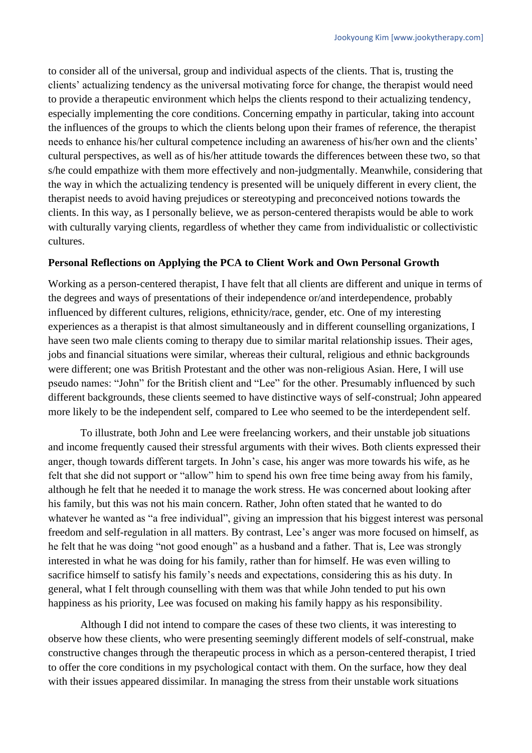to consider all of the universal, group and individual aspects of the clients. That is, trusting the clients' actualizing tendency as the universal motivating force for change, the therapist would need to provide a therapeutic environment which helps the clients respond to their actualizing tendency, especially implementing the core conditions. Concerning empathy in particular, taking into account the influences of the groups to which the clients belong upon their frames of reference, the therapist needs to enhance his/her cultural competence including an awareness of his/her own and the clients' cultural perspectives, as well as of his/her attitude towards the differences between these two, so that s/he could empathize with them more effectively and non-judgmentally. Meanwhile, considering that the way in which the actualizing tendency is presented will be uniquely different in every client, the therapist needs to avoid having prejudices or stereotyping and preconceived notions towards the clients. In this way, as I personally believe, we as person-centered therapists would be able to work with culturally varying clients, regardless of whether they came from individualistic or collectivistic cultures.

**Personal Reflections on Applying the PCA to Client Work and Own Personal Growth**

Working as a person-centered therapist, I have felt that all clients are different and unique in terms of the degrees and ways of presentations of their independence or/and interdependence, probably influenced by different cultures, religions, ethnicity/race, gender, etc. One of my interesting experiences as a therapist is that almost simultaneously and in different counselling organizations, I have seen two male clients coming to therapy due to similar marital relationship issues. Their ages, jobs and financial situations were similar, whereas their cultural, religious and ethnic backgrounds were different; one was British Protestant and the other was non-religious Asian. Here, I will use pseudo names: "John" for the British client and "Lee" for the other. Presumably influenced by such different backgrounds, these clients seemed to have distinctive ways of self-construal; John appeared more likely to be the independent self, compared to Lee who seemed to be the interdependent self.

To illustrate, both John and Lee were freelancing workers, and their unstable job situations and income frequently caused their stressful arguments with their wives. Both clients expressed their anger, though towards different targets. In John's case, his anger was more towards his wife, as he felt that she did not support or "allow" him to spend his own free time being away from his family, although he felt that he needed it to manage the work stress. He was concerned about looking after his family, but this was not his main concern. Rather, John often stated that he wanted to do whatever he wanted as "a free individual", giving an impression that his biggest interest was personal freedom and self-regulation in all matters. By contrast, Lee's anger was more focused on himself, as he felt that he was doing "not good enough" as a husband and a father. That is, Lee was strongly interested in what he was doing for his family, rather than for himself. He was even willing to sacrifice himself to satisfy his family's needs and expectations, considering this as his duty. In general, what I felt through counselling with them was that while John tended to put his own happiness as his priority, Lee was focused on making his family happy as his responsibility.

Although I did not intend to compare the cases of these two clients, it was interesting to observe how these clients, who were presenting seemingly different models of self-construal, make constructive changes through the therapeutic process in which as a person-centered therapist, I tried to offer the core conditions in my psychological contact with them. On the surface, how they deal with their issues appeared dissimilar. In managing the stress from their unstable work situations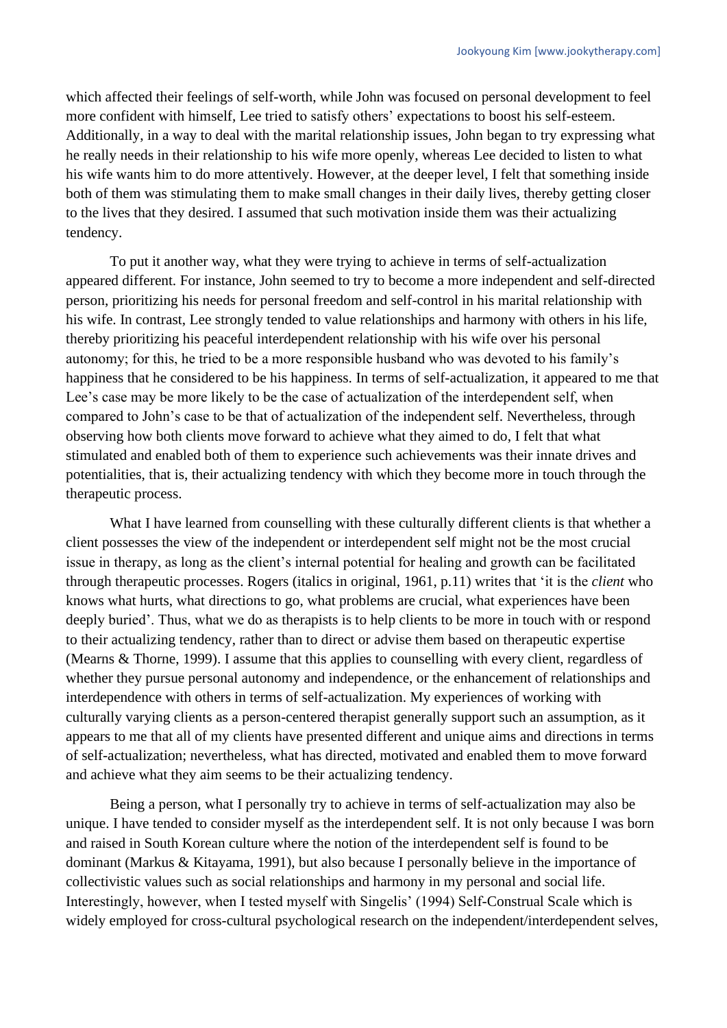which affected their feelings of self-worth, while John was focused on personal development to feel more confident with himself, Lee tried to satisfy others' expectations to boost his self-esteem. Additionally, in a way to deal with the marital relationship issues, John began to try expressing what he really needs in their relationship to his wife more openly, whereas Lee decided to listen to what his wife wants him to do more attentively. However, at the deeper level, I felt that something inside both of them was stimulating them to make small changes in their daily lives, thereby getting closer to the lives that they desired. I assumed that such motivation inside them was their actualizing tendency.

To put it another way, what they were trying to achieve in terms of self-actualization appeared different. For instance, John seemed to try to become a more independent and self-directed person, prioritizing his needs for personal freedom and self-control in his marital relationship with his wife. In contrast, Lee strongly tended to value relationships and harmony with others in his life, thereby prioritizing his peaceful interdependent relationship with his wife over his personal autonomy; for this, he tried to be a more responsible husband who was devoted to his family's happiness that he considered to be his happiness. In terms of self-actualization, it appeared to me that Lee's case may be more likely to be the case of actualization of the interdependent self, when compared to John's case to be that of actualization of the independent self. Nevertheless, through observing how both clients move forward to achieve what they aimed to do, I felt that what stimulated and enabled both of them to experience such achievements was their innate drives and potentialities, that is, their actualizing tendency with which they become more in touch through the therapeutic process.

What I have learned from counselling with these culturally different clients is that whether a client possesses the view of the independent or interdependent self might not be the most crucial issue in therapy, as long as the client's internal potential for healing and growth can be facilitated through therapeutic processes. Rogers (italics in original, 1961, p.11) writes that 'it is the *client* who knows what hurts, what directions to go, what problems are crucial, what experiences have been deeply buried'. Thus, what we do as therapists is to help clients to be more in touch with or respond to their actualizing tendency, rather than to direct or advise them based on therapeutic expertise (Mearns & Thorne, 1999). I assume that this applies to counselling with every client, regardless of whether they pursue personal autonomy and independence, or the enhancement of relationships and interdependence with others in terms of self-actualization. My experiences of working with culturally varying clients as a person-centered therapist generally support such an assumption, as it appears to me that all of my clients have presented different and unique aims and directions in terms of self-actualization; nevertheless, what has directed, motivated and enabled them to move forward and achieve what they aim seems to be their actualizing tendency.

Being a person, what I personally try to achieve in terms of self-actualization may also be unique. I have tended to consider myself as the interdependent self. It is not only because I was born and raised in South Korean culture where the notion of the interdependent self is found to be dominant (Markus & Kitayama, 1991), but also because I personally believe in the importance of collectivistic values such as social relationships and harmony in my personal and social life. Interestingly, however, when I tested myself with Singelis' (1994) Self-Construal Scale which is widely employed for cross-cultural psychological research on the independent/interdependent selves,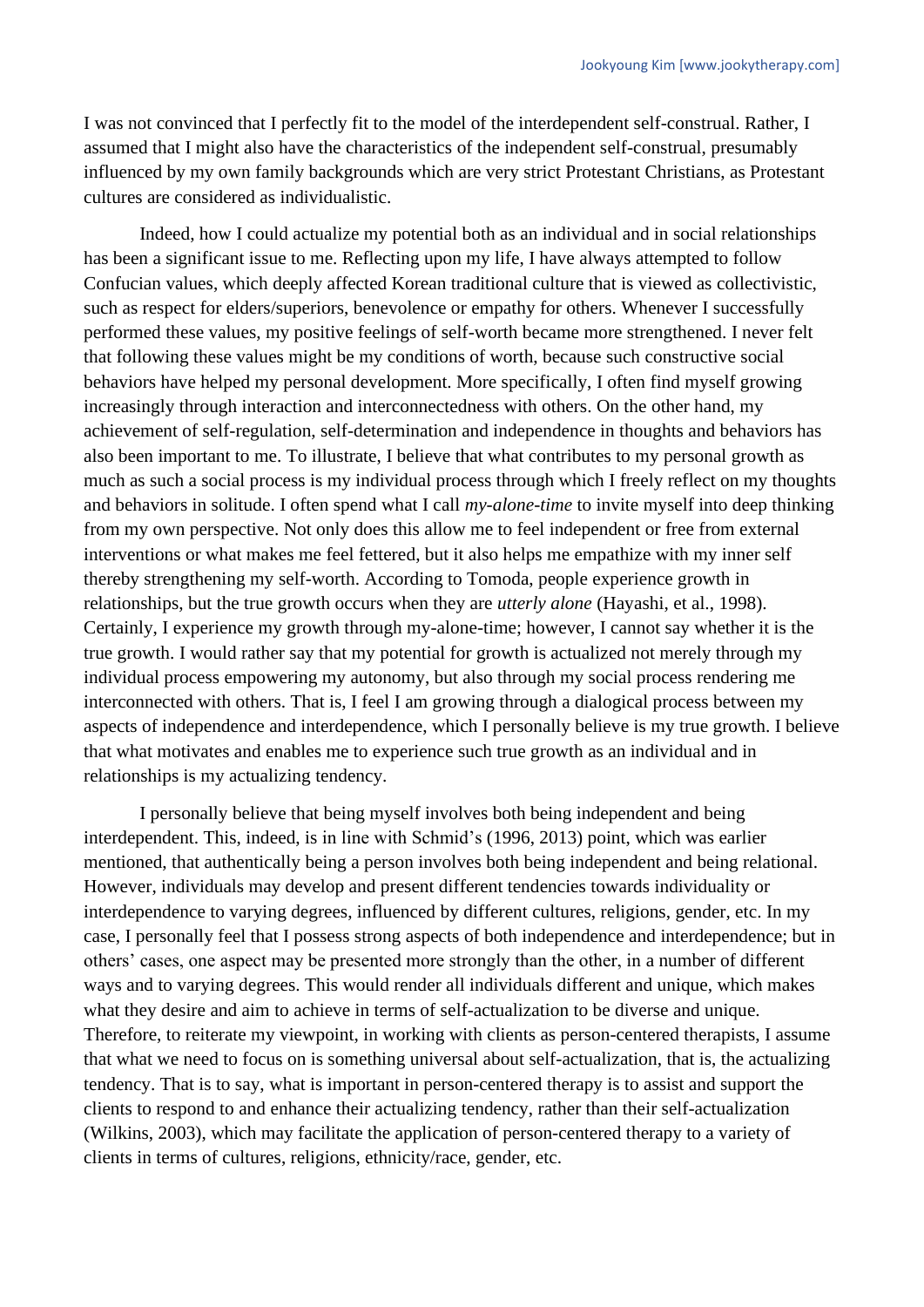I was not convinced that I perfectly fit to the model of the interdependent self-construal. Rather, I assumed that I might also have the characteristics of the independent self-construal, presumably influenced by my own family backgrounds which are very strict Protestant Christians, as Protestant cultures are considered as individualistic.

Indeed, how I could actualize my potential both as an individual and in social relationships has been a significant issue to me. Reflecting upon my life, I have always attempted to follow Confucian values, which deeply affected Korean traditional culture that is viewed as collectivistic, such as respect for elders/superiors, benevolence or empathy for others. Whenever I successfully performed these values, my positive feelings of self-worth became more strengthened. I never felt that following these values might be my conditions of worth, because such constructive social behaviors have helped my personal development. More specifically, I often find myself growing increasingly through interaction and interconnectedness with others. On the other hand, my achievement of self-regulation, self-determination and independence in thoughts and behaviors has also been important to me. To illustrate, I believe that what contributes to my personal growth as much as such a social process is my individual process through which I freely reflect on my thoughts and behaviors in solitude. I often spend what I call *my-alone-time* to invite myself into deep thinking from my own perspective. Not only does this allow me to feel independent or free from external interventions or what makes me feel fettered, but it also helps me empathize with my inner self thereby strengthening my self-worth. According to Tomoda, people experience growth in relationships, but the true growth occurs when they are *utterly alone* (Hayashi, et al., 1998). Certainly, I experience my growth through my-alone-time; however, I cannot say whether it is the true growth. I would rather say that my potential for growth is actualized not merely through my individual process empowering my autonomy, but also through my social process rendering me interconnected with others. That is, I feel I am growing through a dialogical process between my aspects of independence and interdependence, which I personally believe is my true growth. I believe that what motivates and enables me to experience such true growth as an individual and in relationships is my actualizing tendency.

I personally believe that being myself involves both being independent and being interdependent. This, indeed, is in line with Schmid's (1996, 2013) point, which was earlier mentioned, that authentically being a person involves both being independent and being relational. However, individuals may develop and present different tendencies towards individuality or interdependence to varying degrees, influenced by different cultures, religions, gender, etc. In my case, I personally feel that I possess strong aspects of both independence and interdependence; but in others' cases, one aspect may be presented more strongly than the other, in a number of different ways and to varying degrees. This would render all individuals different and unique, which makes what they desire and aim to achieve in terms of self-actualization to be diverse and unique. Therefore, to reiterate my viewpoint, in working with clients as person-centered therapists, I assume that what we need to focus on is something universal about self-actualization, that is, the actualizing tendency. That is to say, what is important in person-centered therapy is to assist and support the clients to respond to and enhance their actualizing tendency, rather than their self-actualization (Wilkins, 2003), which may facilitate the application of person-centered therapy to a variety of clients in terms of cultures, religions, ethnicity/race, gender, etc.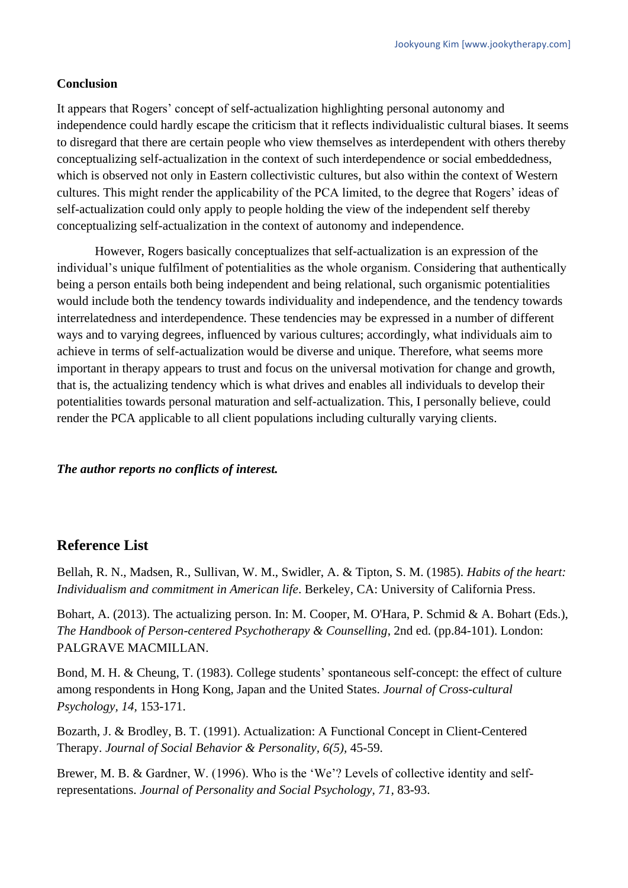**Conclusion**

It appears that Rogers' concept of self-actualization highlighting personal autonomy and independence could hardly escape the criticism that it reflects individualistic cultural biases. It seems to disregard that there are certain people who view themselves as interdependent with others thereby conceptualizing self-actualization in the context of such interdependence or social embeddedness, which is observed not only in Eastern collectivistic cultures, but also within the context of Western cultures. This might render the applicability of the PCA limited, to the degree that Rogers' ideas of self-actualization could only apply to people holding the view of the independent self thereby conceptualizing self-actualization in the context of autonomy and independence.

However, Rogers basically conceptualizes that self-actualization is an expression of the individual's unique fulfilment of potentialities as the whole organism. Considering that authentically being a person entails both being independent and being relational, such organismic potentialities would include both the tendency towards individuality and independence, and the tendency towards interrelatedness and interdependence. These tendencies may be expressed in a number of different ways and to varying degrees, influenced by various cultures; accordingly, what individuals aim to achieve in terms of self-actualization would be diverse and unique. Therefore, what seems more important in therapy appears to trust and focus on the universal motivation for change and growth, that is, the actualizing tendency which is what drives and enables all individuals to develop their potentialities towards personal maturation and self-actualization. This, I personally believe, could render the PCA applicable to all client populations including culturally varying clients.

***The author reports no conflicts of interest.***

## Reference List

Bellah, R. N., Madsen, R., Sullivan, W. M., Swidler, A. & Tipton, S. M. (1985). *Habits of the heart: Individualism and commitment in American life*. Berkeley, CA: University of California Press.

Bohart, A. (2013). The actualizing person. In: M. Cooper, M. O'Hara, P. Schmid & A. Bohart (Eds.), *The Handbook of Person-centered Psychotherapy & Counselling*, 2nd ed. (pp.84-101). London: PALGRAVE MACMILLAN.

Bond, M. H. & Cheung, T. (1983). College students' spontaneous self-concept: the effect of culture among respondents in Hong Kong, Japan and the United States. *Journal of Cross-cultural Psychology, 14*, 153-171.

Bozarth, J. & Brodley, B. T. (1991). Actualization: A Functional Concept in Client-Centered Therapy. *Journal of Social Behavior & Personality, 6(5)*, 45-59.

Brewer, M. B. & Gardner, W. (1996). Who is the 'We'? Levels of collective identity and self-representations. *Journal of Personality and Social Psychology, 71*, 83-93.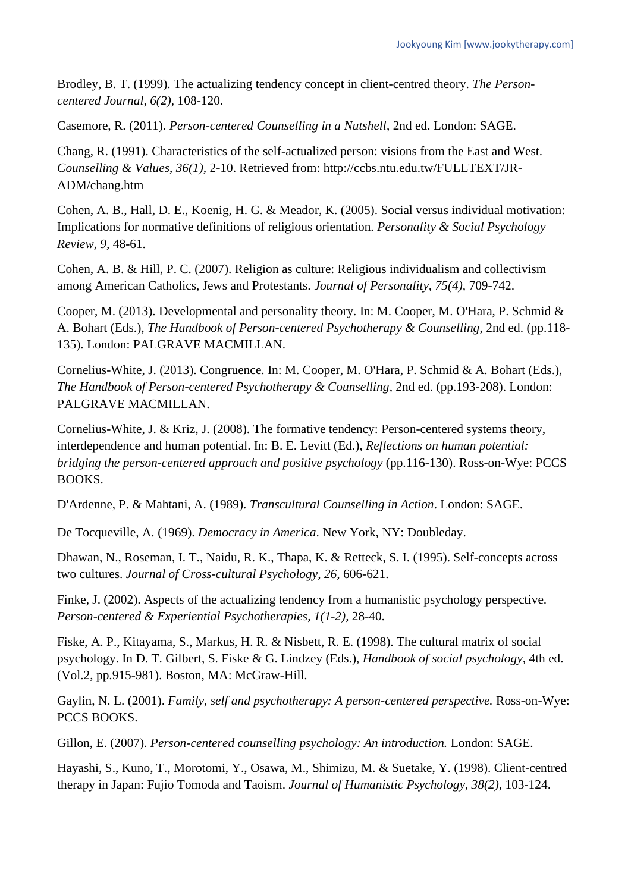Brodley, B. T. (1999). The actualizing tendency concept in client-centred theory. *The Person-centered Journal, 6(2),* 108-120.

Casemore, R. (2011). *Person-centered Counselling in a Nutshell*, 2nd ed. London: SAGE.

Chang, R. (1991). Characteristics of the self-actualized person: visions from the East and West. *Counselling & Values, 36(1),* 2-10. Retrieved from: http://ccbs.ntu.edu.tw/FULLTEXT/JR-ADM/chang.htm

Cohen, A. B., Hall, D. E., Koenig, H. G. & Meador, K. (2005). Social versus individual motivation: Implications for normative definitions of religious orientation. *Personality & Social Psychology Review, 9,* 48-61.

Cohen, A. B. & Hill, P. C. (2007). Religion as culture: Religious individualism and collectivism among American Catholics, Jews and Protestants. *Journal of Personality, 75(4),* 709-742.

Cooper, M. (2013). Developmental and personality theory. In: M. Cooper, M. O'Hara, P. Schmid & A. Bohart (Eds.), *The Handbook of Person-centered Psychotherapy & Counselling*, 2nd ed. (pp.118-135). London: PALGRAVE MACMILLAN.

Cornelius-White, J. (2013). Congruence. In: M. Cooper, M. O'Hara, P. Schmid & A. Bohart (Eds.), *The Handbook of Person-centered Psychotherapy & Counselling*, 2nd ed. (pp.193-208). London: PALGRAVE MACMILLAN.

Cornelius-White, J. & Kriz, J. (2008). The formative tendency: Person-centered systems theory, interdependence and human potential. In: B. E. Levitt (Ed.), *Reflections on human potential: bridging the person-centered approach and positive psychology* (pp.116-130). Ross-on-Wye: PCCS BOOKS.

D'Ardenne, P. & Mahtani, A. (1989). *Transcultural Counselling in Action*. London: SAGE.

De Tocqueville, A. (1969). *Democracy in America*. New York, NY: Doubleday.

Dhawan, N., Roseman, I. T., Naidu, R. K., Thapa, K. & Retteck, S. I. (1995). Self-concepts across two cultures. *Journal of Cross-cultural Psychology, 26,* 606-621.

Finke, J. (2002). Aspects of the actualizing tendency from a humanistic psychology perspective. *Person-centered & Experiential Psychotherapies, 1(1-2),* 28-40.

Fiske, A. P., Kitayama, S., Markus, H. R. & Nisbett, R. E. (1998). The cultural matrix of social psychology. In D. T. Gilbert, S. Fiske & G. Lindzey (Eds.), *Handbook of social psychology*, 4th ed. (Vol.2, pp.915-981). Boston, MA: McGraw-Hill.

Gaylin, N. L. (2001). *Family, self and psychotherapy: A person-centered perspective.* Ross-on-Wye: PCCS BOOKS.

Gillon, E. (2007). *Person-centered counselling psychology: An introduction.* London: SAGE.

Hayashi, S., Kuno, T., Morotomi, Y., Osawa, M., Shimizu, M. & Suetake, Y. (1998). Client-centred therapy in Japan: Fujio Tomoda and Taoism. *Journal of Humanistic Psychology, 38(2),* 103-124.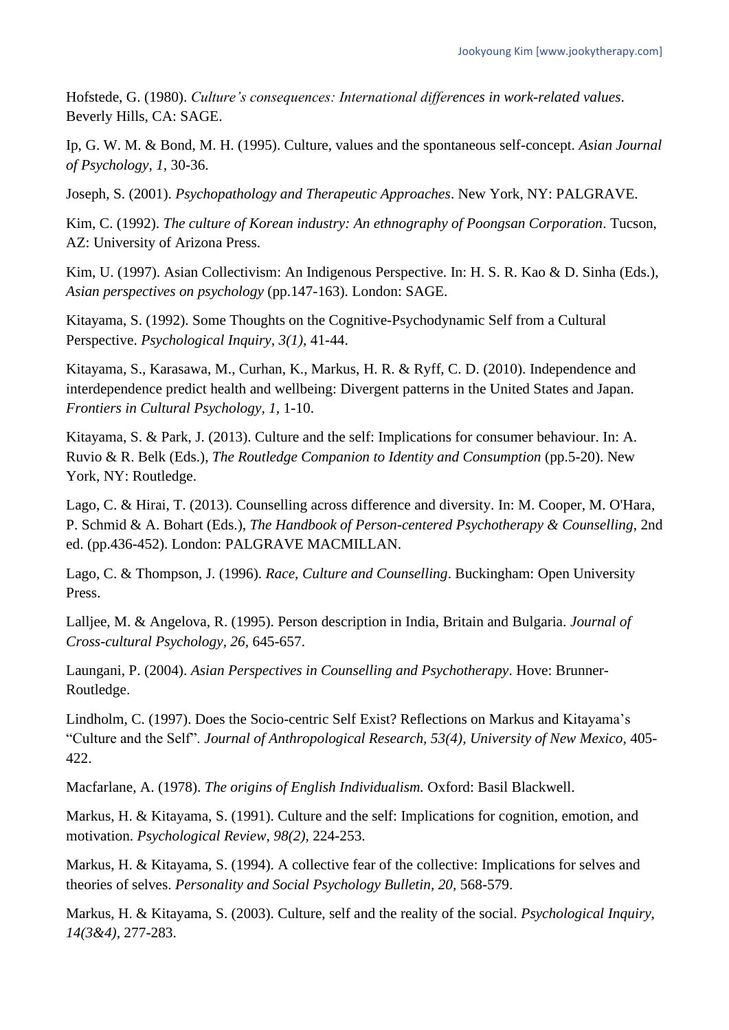Hofstede, G. (1980). *Culture's consequences: International differences in work-related values*. Beverly Hills, CA: SAGE.

Ip, G. W. M. & Bond, M. H. (1995). Culture, values and the spontaneous self-concept. *Asian Journal of Psychology, 1*, 30-36.

Joseph, S. (2001). *Psychopathology and Therapeutic Approaches*. New York, NY: PALGRAVE.

Kim, C. (1992). *The culture of Korean industry: An ethnography of Poongsan Corporation*. Tucson, AZ: University of Arizona Press.

Kim, U. (1997). Asian Collectivism: An Indigenous Perspective. In: H. S. R. Kao & D. Sinha (Eds.), *Asian perspectives on psychology* (pp.147-163). London: SAGE.

Kitayama, S. (1992). Some Thoughts on the Cognitive-Psychodynamic Self from a Cultural Perspective. *Psychological Inquiry, 3(1)*, 41-44.

Kitayama, S., Karasawa, M., Curhan, K., Markus, H. R. & Ryff, C. D. (2010). Independence and interdependence predict health and wellbeing: Divergent patterns in the United States and Japan. *Frontiers in Cultural Psychology, 1*, 1-10.

Kitayama, S. & Park, J. (2013). Culture and the self: Implications for consumer behaviour. In: A. Ruvio & R. Belk (Eds.), *The Routledge Companion to Identity and Consumption* (pp.5-20). New York, NY: Routledge.

Lago, C. & Hirai, T. (2013). Counselling across difference and diversity. In: M. Cooper, M. O'Hara, P. Schmid & A. Bohart (Eds.), *The Handbook of Person-centered Psychotherapy & Counselling*, 2nd ed. (pp.436-452). London: PALGRAVE MACMILLAN.

Lago, C. & Thompson, J. (1996). *Race, Culture and Counselling*. Buckingham: Open University Press.

Lalljee, M. & Angelova, R. (1995). Person description in India, Britain and Bulgaria. *Journal of Cross-cultural Psychology, 26*, 645-657.

Laungani, P. (2004). *Asian Perspectives in Counselling and Psychotherapy*. Hove: Brunner-Routledge.

Lindholm, C. (1997). Does the Socio-centric Self Exist? Reflections on Markus and Kitayama's "Culture and the Self". *Journal of Anthropological Research, 53(4), University of New Mexico*, 405-422.

Macfarlane, A. (1978). *The origins of English Individualism.* Oxford: Basil Blackwell.

Markus, H. & Kitayama, S. (1991). Culture and the self: Implications for cognition, emotion, and motivation. *Psychological Review, 98(2)*, 224-253.

Markus, H. & Kitayama, S. (1994). A collective fear of the collective: Implications for selves and theories of selves. *Personality and Social Psychology Bulletin, 20*, 568-579.

Markus, H. & Kitayama, S. (2003). Culture, self and the reality of the social. *Psychological Inquiry, 14(3&4)*, 277-283.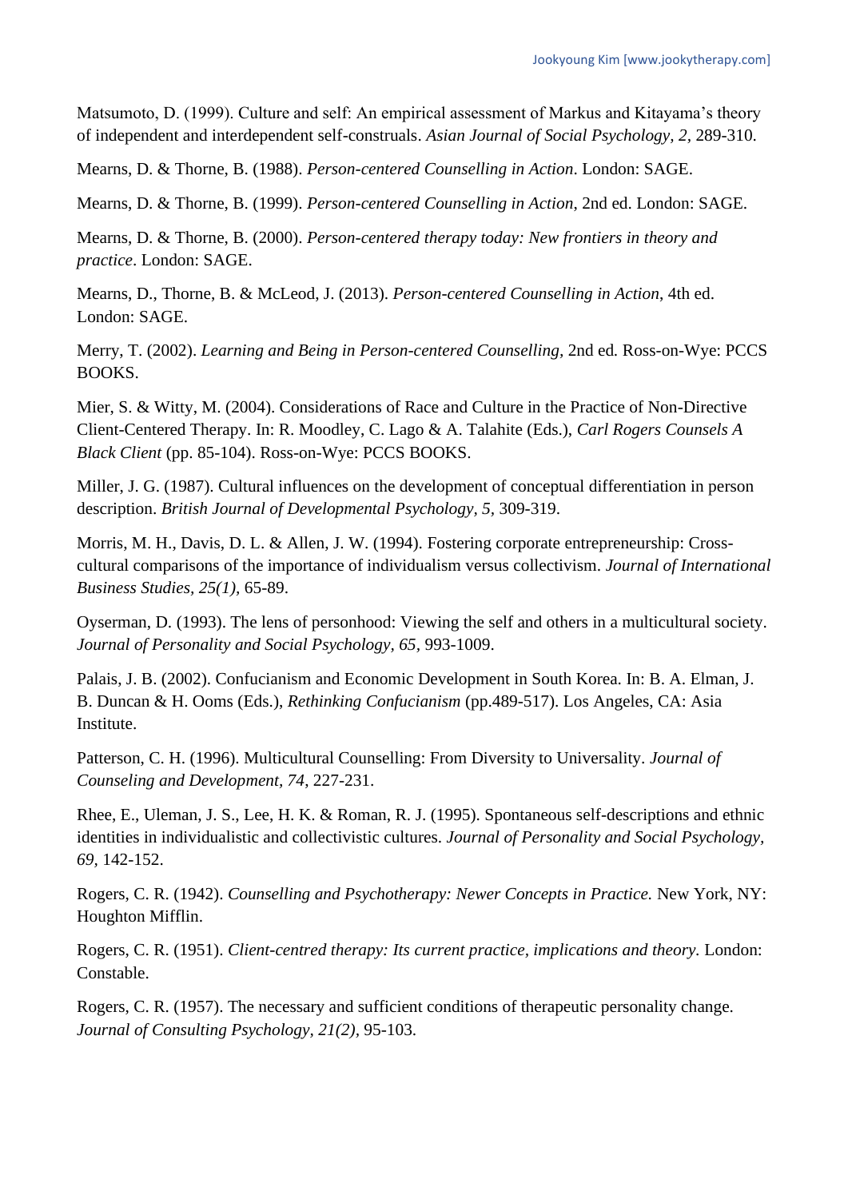Matsumoto, D. (1999). Culture and self: An empirical assessment of Markus and Kitayama's theory of independent and interdependent self-construals. *Asian Journal of Social Psychology, 2,* 289-310.

Mearns, D. & Thorne, B. (1988). *Person-centered Counselling in Action*. London: SAGE.

Mearns, D. & Thorne, B. (1999). *Person-centered Counselling in Action*, 2nd ed. London: SAGE.

Mearns, D. & Thorne, B. (2000). *Person-centered therapy today: New frontiers in theory and practice*. London: SAGE.

Mearns, D., Thorne, B. & McLeod, J. (2013). *Person-centered Counselling in Action*, 4th ed. London: SAGE.

Merry, T. (2002). *Learning and Being in Person-centered Counselling,* 2nd ed*.* Ross-on-Wye: PCCS BOOKS.

Mier, S. & Witty, M. (2004). Considerations of Race and Culture in the Practice of Non-Directive Client-Centered Therapy. In: R. Moodley, C. Lago & A. Talahite (Eds.), *Carl Rogers Counsels A Black Client* (pp. 85-104). Ross-on-Wye: PCCS BOOKS.

Miller, J. G. (1987). Cultural influences on the development of conceptual differentiation in person description. *British Journal of Developmental Psychology, 5,* 309-319.

Morris, M. H., Davis, D. L. & Allen, J. W. (1994). Fostering corporate entrepreneurship: Cross-cultural comparisons of the importance of individualism versus collectivism. *Journal of International Business Studies, 25(1),* 65-89.

Oyserman, D. (1993). The lens of personhood: Viewing the self and others in a multicultural society. *Journal of Personality and Social Psychology, 65,* 993-1009.

Palais, J. B. (2002). Confucianism and Economic Development in South Korea. In: B. A. Elman, J. B. Duncan & H. Ooms (Eds.), *Rethinking Confucianism* (pp.489-517). Los Angeles, CA: Asia Institute.

Patterson, C. H. (1996). Multicultural Counselling: From Diversity to Universality. *Journal of Counseling and Development, 74,* 227-231.

Rhee, E., Uleman, J. S., Lee, H. K. & Roman, R. J. (1995). Spontaneous self-descriptions and ethnic identities in individualistic and collectivistic cultures. *Journal of Personality and Social Psychology, 69,* 142-152.

Rogers, C. R. (1942). *Counselling and Psychotherapy: Newer Concepts in Practice.* New York, NY: Houghton Mifflin.

Rogers, C. R. (1951). *Client-centred therapy: Its current practice, implications and theory.* London: Constable.

Rogers, C. R. (1957). The necessary and sufficient conditions of therapeutic personality change. *Journal of Consulting Psychology, 21(2),* 95-103.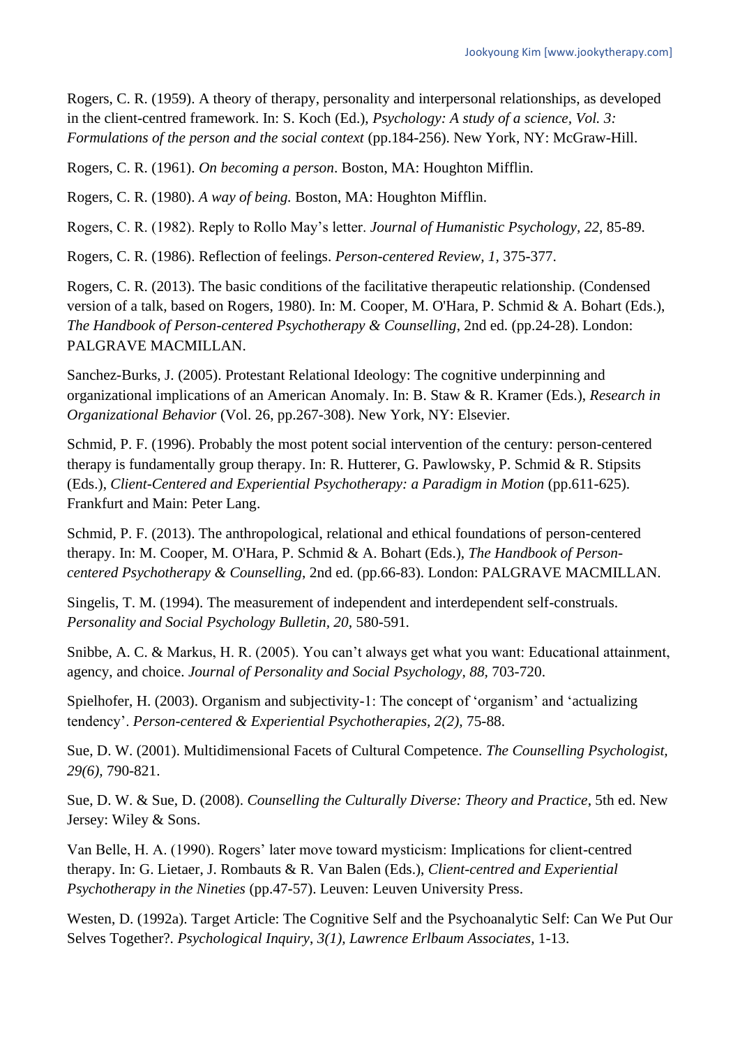Rogers, C. R. (1959). A theory of therapy, personality and interpersonal relationships, as developed in the client-centred framework. In: S. Koch (Ed.), *Psychology: A study of a science, Vol. 3: Formulations of the person and the social context* (pp.184-256). New York, NY: McGraw-Hill.

Rogers, C. R. (1961). *On becoming a person*. Boston, MA: Houghton Mifflin.

Rogers, C. R. (1980). *A way of being.* Boston, MA: Houghton Mifflin.

Rogers, C. R. (1982). Reply to Rollo May's letter. *Journal of Humanistic Psychology, 22,* 85-89.

Rogers, C. R. (1986). Reflection of feelings. *Person-centered Review, 1,* 375-377.

Rogers, C. R. (2013). The basic conditions of the facilitative therapeutic relationship. (Condensed version of a talk, based on Rogers, 1980). In: M. Cooper, M. O'Hara, P. Schmid & A. Bohart (Eds.), *The Handbook of Person-centered Psychotherapy & Counselling*, 2nd ed. (pp.24-28). London: PALGRAVE MACMILLAN.

Sanchez-Burks, J. (2005). Protestant Relational Ideology: The cognitive underpinning and organizational implications of an American Anomaly. In: B. Staw & R. Kramer (Eds.), *Research in Organizational Behavior* (Vol. 26, pp.267-308). New York, NY: Elsevier.

Schmid, P. F. (1996). Probably the most potent social intervention of the century: person-centered therapy is fundamentally group therapy. In: R. Hutterer, G. Pawlowsky, P. Schmid & R. Stipsits (Eds.), *Client-Centered and Experiential Psychotherapy: a Paradigm in Motion* (pp.611-625). Frankfurt and Main: Peter Lang.

Schmid, P. F. (2013). The anthropological, relational and ethical foundations of person-centered therapy. In: M. Cooper, M. O'Hara, P. Schmid & A. Bohart (Eds.), *The Handbook of Person-centered Psychotherapy & Counselling*, 2nd ed. (pp.66-83). London: PALGRAVE MACMILLAN.

Singelis, T. M. (1994). The measurement of independent and interdependent self-construals. *Personality and Social Psychology Bulletin, 20,* 580-591.

Snibbe, A. C. & Markus, H. R. (2005). You can't always get what you want: Educational attainment, agency, and choice. *Journal of Personality and Social Psychology, 88,* 703-720.

Spielhofer, H. (2003). Organism and subjectivity-1: The concept of 'organism' and 'actualizing tendency'. *Person-centered & Experiential Psychotherapies, 2(2),* 75-88.

Sue, D. W. (2001). Multidimensional Facets of Cultural Competence. *The Counselling Psychologist, 29(6),* 790-821.

Sue, D. W. & Sue, D. (2008). *Counselling the Culturally Diverse: Theory and Practice*, 5th ed. New Jersey: Wiley & Sons.

Van Belle, H. A. (1990). Rogers' later move toward mysticism: Implications for client-centred therapy. In: G. Lietaer, J. Rombauts & R. Van Balen (Eds.), *Client-centred and Experiential Psychotherapy in the Nineties* (pp.47-57). Leuven: Leuven University Press.

Westen, D. (1992a). Target Article: The Cognitive Self and the Psychoanalytic Self: Can We Put Our Selves Together?. *Psychological Inquiry, 3(1), Lawrence Erlbaum Associates,* 1-13.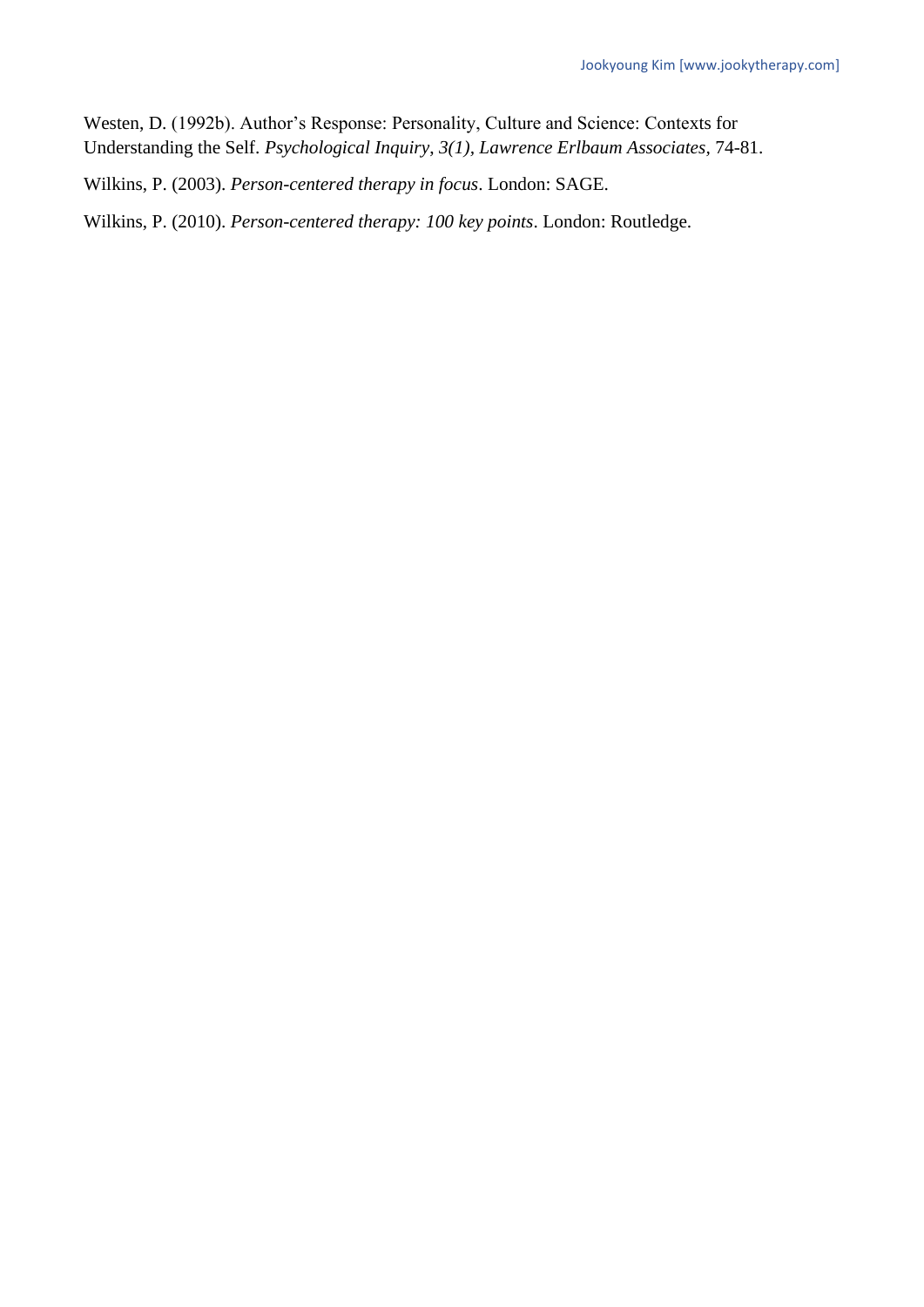Westen, D. (1992b). Author's Response: Personality, Culture and Science: Contexts for Understanding the Self. *Psychological Inquiry, 3(1), Lawrence Erlbaum Associates,* 74-81.

Wilkins, P. (2003). *Person-centered therapy in focus*. London: SAGE.

Wilkins, P. (2010). *Person-centered therapy: 100 key points*. London: Routledge.